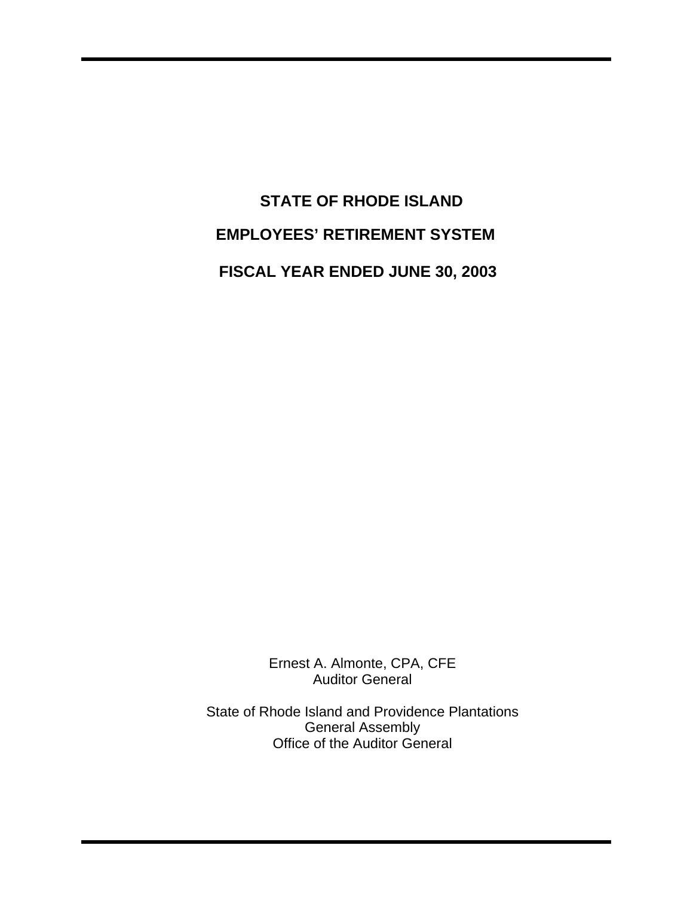# STATE OF RHODE ISLAND

# EMPLOYEES' RETIREMENT SYSTEM

# FISCAL YEAR ENDED JUNE 30, 2003

Ernest A. Almonte, CPA, CFE
Auditor General

State of Rhode Island and Providence Plantations
General Assembly
Office of the Auditor General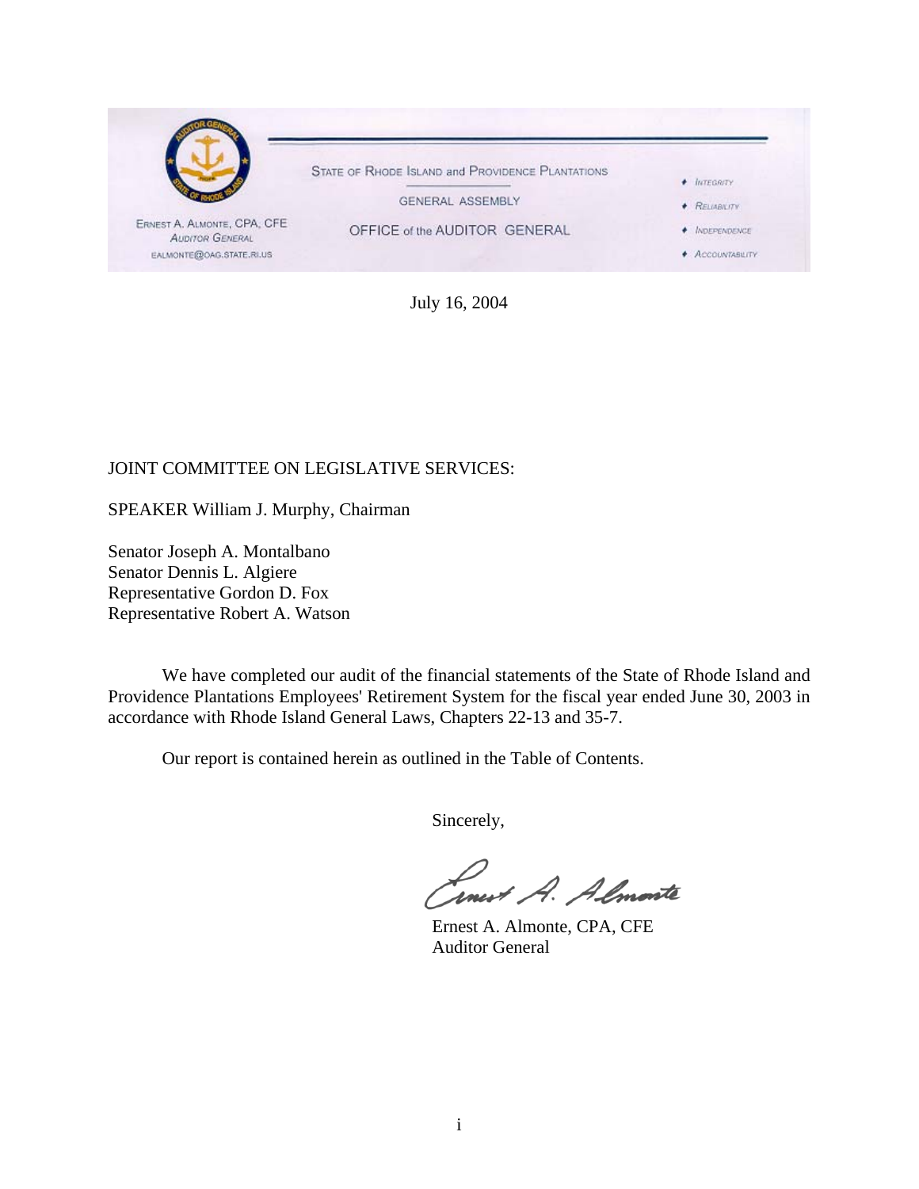STATE OF RHODE ISLAND and PROVIDENCE PLANTATIONS

GENERAL ASSEMBLY

OFFICE of the AUDITOR GENERAL

ERNEST A. ALMONTE, CPA, CFE
AUDITOR GENERAL
EALMONTE@OAG.STATE.RI.US

- INTEGRITY
- RELIABILITY
- INDEPENDENCE
- ACCOUNTABILITY

July 16, 2004

JOINT COMMITTEE ON LEGISLATIVE SERVICES:

SPEAKER William J. Murphy, Chairman

Senator Joseph A. Montalbano
Senator Dennis L. Algiere
Representative Gordon D. Fox
Representative Robert A. Watson

We have completed our audit of the financial statements of the State of Rhode Island and Providence Plantations Employees' Retirement System for the fiscal year ended June 30, 2003 in accordance with Rhode Island General Laws, Chapters 22-13 and 35-7.

Our report is contained herein as outlined in the Table of Contents.

Sincerely,

Ernest A. Almonte, CPA, CFE
Auditor General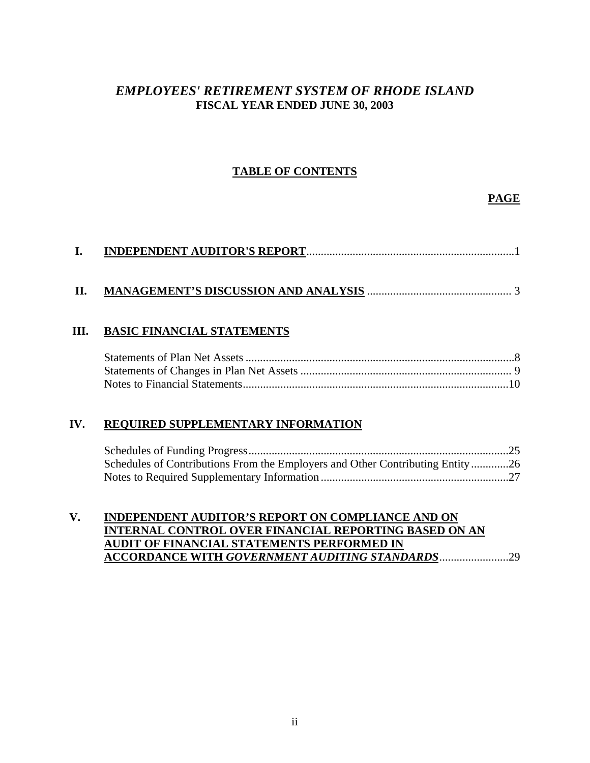# *EMPLOYEES' RETIREMENT SYSTEM OF RHODE ISLAND*

**FISCAL YEAR ENDED JUNE 30, 2003**

## TABLE OF CONTENTS

| | | PAGE |
|---|---|---|
| **I.** | **INDEPENDENT AUDITOR'S REPORT** | 1 |
| **II.** | **MANAGEMENT'S DISCUSSION AND ANALYSIS** | 3 |
| **III.** | **BASIC FINANCIAL STATEMENTS** | |
| | Statements of Plan Net Assets | 8 |
| | Statements of Changes in Plan Net Assets | 9 |
| | Notes to Financial Statements | 10 |
| **IV.** | **REQUIRED SUPPLEMENTARY INFORMATION** | |
| | Schedules of Funding Progress | 25 |
| | Schedules of Contributions From the Employers and Other Contributing Entity | 26 |
| | Notes to Required Supplementary Information | 27 |
| **V.** | **INDEPENDENT AUDITOR'S REPORT ON COMPLIANCE AND ON INTERNAL CONTROL OVER FINANCIAL REPORTING BASED ON AN AUDIT OF FINANCIAL STATEMENTS PERFORMED IN ACCORDANCE WITH *GOVERNMENT AUDITING STANDARDS*** | 29 |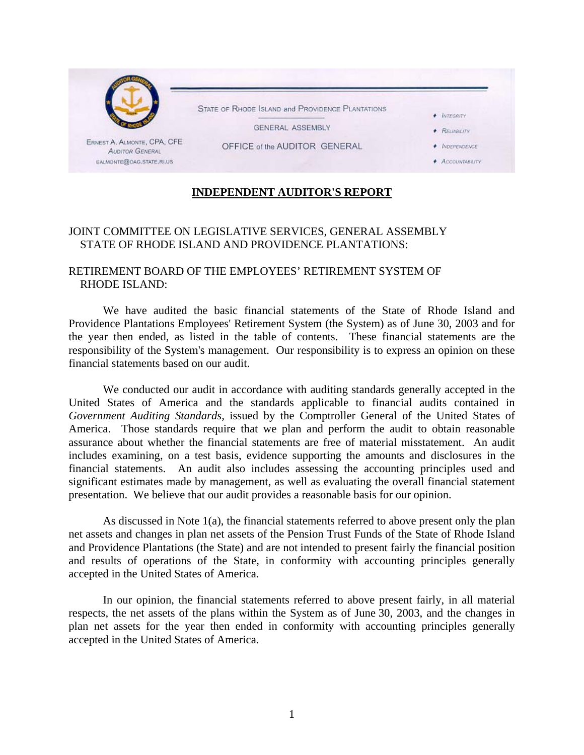STATE OF RHODE ISLAND and PROVIDENCE PLANTATIONS

GENERAL ASSEMBLY

OFFICE of the AUDITOR GENERAL

ERNEST A. ALMONTE, CPA, CFE
AUDITOR GENERAL
EALMONTE@OAG.STATE.RI.US

- INTEGRITY
- RELIABILITY
- INDEPENDENCE
- ACCOUNTABILITY

# INDEPENDENT AUDITOR'S REPORT

JOINT COMMITTEE ON LEGISLATIVE SERVICES, GENERAL ASSEMBLY
STATE OF RHODE ISLAND AND PROVIDENCE PLANTATIONS:

RETIREMENT BOARD OF THE EMPLOYEES' RETIREMENT SYSTEM OF RHODE ISLAND:

We have audited the basic financial statements of the State of Rhode Island and Providence Plantations Employees' Retirement System (the System) as of June 30, 2003 and for the year then ended, as listed in the table of contents. These financial statements are the responsibility of the System's management. Our responsibility is to express an opinion on these financial statements based on our audit.

We conducted our audit in accordance with auditing standards generally accepted in the United States of America and the standards applicable to financial audits contained in *Government Auditing Standards*, issued by the Comptroller General of the United States of America. Those standards require that we plan and perform the audit to obtain reasonable assurance about whether the financial statements are free of material misstatement. An audit includes examining, on a test basis, evidence supporting the amounts and disclosures in the financial statements. An audit also includes assessing the accounting principles used and significant estimates made by management, as well as evaluating the overall financial statement presentation. We believe that our audit provides a reasonable basis for our opinion.

As discussed in Note 1(a), the financial statements referred to above present only the plan net assets and changes in plan net assets of the Pension Trust Funds of the State of Rhode Island and Providence Plantations (the State) and are not intended to present fairly the financial position and results of operations of the State, in conformity with accounting principles generally accepted in the United States of America.

In our opinion, the financial statements referred to above present fairly, in all material respects, the net assets of the plans within the System as of June 30, 2003, and the changes in plan net assets for the year then ended in conformity with accounting principles generally accepted in the United States of America.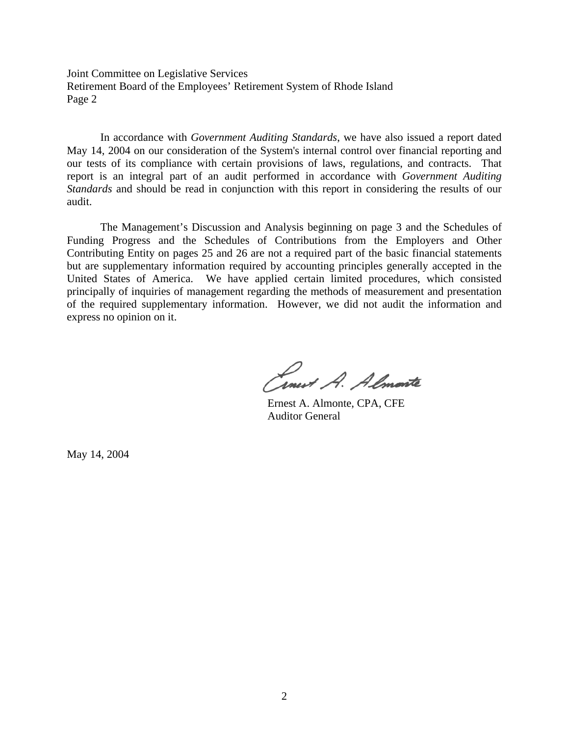Joint Committee on Legislative Services
Retirement Board of the Employees' Retirement System of Rhode Island
Page 2

In accordance with *Government Auditing Standards*, we have also issued a report dated May 14, 2004 on our consideration of the System's internal control over financial reporting and our tests of its compliance with certain provisions of laws, regulations, and contracts. That report is an integral part of an audit performed in accordance with *Government Auditing Standards* and should be read in conjunction with this report in considering the results of our audit.

The Management's Discussion and Analysis beginning on page 3 and the Schedules of Funding Progress and the Schedules of Contributions from the Employers and Other Contributing Entity on pages 25 and 26 are not a required part of the basic financial statements but are supplementary information required by accounting principles generally accepted in the United States of America. We have applied certain limited procedures, which consisted principally of inquiries of management regarding the methods of measurement and presentation of the required supplementary information. However, we did not audit the information and express no opinion on it.

Ernest A. Almonte, CPA, CFE
Auditor General

May 14, 2004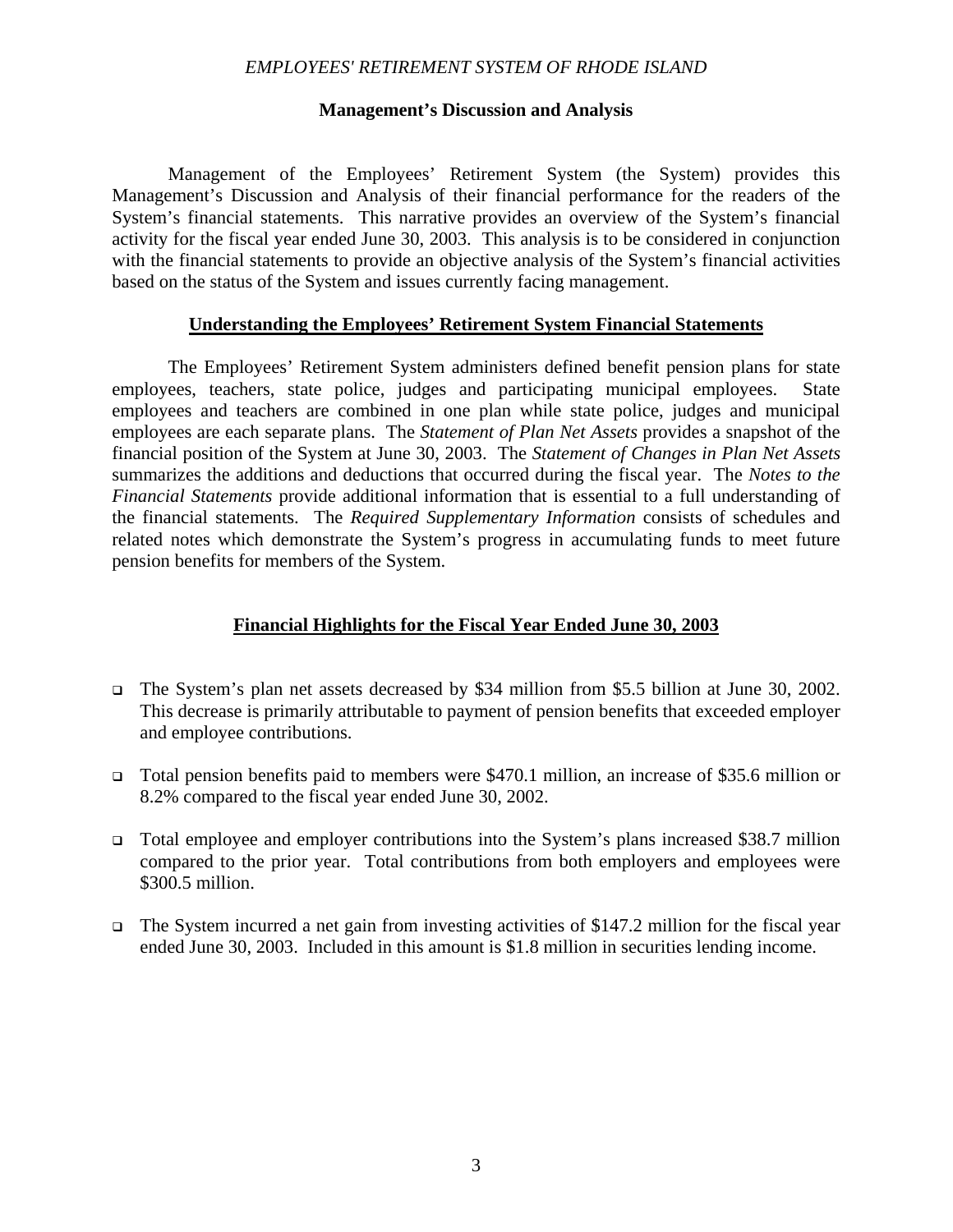*EMPLOYEES' RETIREMENT SYSTEM OF RHODE ISLAND*

# Management's Discussion and Analysis

Management of the Employees' Retirement System (the System) provides this Management's Discussion and Analysis of their financial performance for the readers of the System's financial statements. This narrative provides an overview of the System's financial activity for the fiscal year ended June 30, 2003. This analysis is to be considered in conjunction with the financial statements to provide an objective analysis of the System's financial activities based on the status of the System and issues currently facing management.

## Understanding the Employees' Retirement System Financial Statements

The Employees' Retirement System administers defined benefit pension plans for state employees, teachers, state police, judges and participating municipal employees. State employees and teachers are combined in one plan while state police, judges and municipal employees are each separate plans. The *Statement of Plan Net Assets* provides a snapshot of the financial position of the System at June 30, 2003. The *Statement of Changes in Plan Net Assets* summarizes the additions and deductions that occurred during the fiscal year. The *Notes to the Financial Statements* provide additional information that is essential to a full understanding of the financial statements. The *Required Supplementary Information* consists of schedules and related notes which demonstrate the System's progress in accumulating funds to meet future pension benefits for members of the System.

## Financial Highlights for the Fiscal Year Ended June 30, 2003

- The System's plan net assets decreased by $34 million from $5.5 billion at June 30, 2002. This decrease is primarily attributable to payment of pension benefits that exceeded employer and employee contributions.
- Total pension benefits paid to members were $470.1 million, an increase of $35.6 million or 8.2% compared to the fiscal year ended June 30, 2002.
- Total employee and employer contributions into the System's plans increased $38.7 million compared to the prior year. Total contributions from both employers and employees were $300.5 million.
- The System incurred a net gain from investing activities of $147.2 million for the fiscal year ended June 30, 2003. Included in this amount is $1.8 million in securities lending income.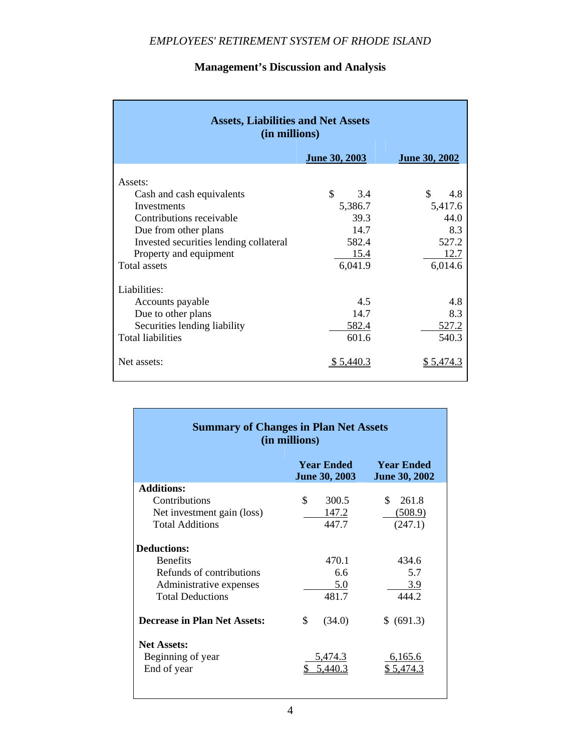## Management's Discussion and Analysis

**Assets, Liabilities and Net Assets**
**(in millions)**

| | June 30, 2003 | June 30, 2002 |
|---|---|---|
| Assets: | | |
| Cash and cash equivalents | $ 3.4 | $ 4.8 |
| Investments | 5,386.7 | 5,417.6 |
| Contributions receivable | 39.3 | 44.0 |
| Due from other plans | 14.7 | 8.3 |
| Invested securities lending collateral | 582.4 | 527.2 |
| Property and equipment | 15.4 | 12.7 |
| Total assets | 6,041.9 | 6,014.6 |
| Liabilities: | | |
| Accounts payable | 4.5 | 4.8 |
| Due to other plans | 14.7 | 8.3 |
| Securities lending liability | 582.4 | 527.2 |
| Total liabilities | 601.6 | 540.3 |
| Net assets: | $ 5,440.3 | $ 5,474.3 |

**Summary of Changes in Plan Net Assets**
**(in millions)**

| | Year Ended June 30, 2003 | Year Ended June 30, 2002 |
|---|---|---|
| **Additions:** | | |
| Contributions | $ 300.5 | $ 261.8 |
| Net investment gain (loss) | 147.2 | (508.9) |
| Total Additions | 447.7 | (247.1) |
| **Deductions:** | | |
| Benefits | 470.1 | 434.6 |
| Refunds of contributions | 6.6 | 5.7 |
| Administrative expenses | 5.0 | 3.9 |
| Total Deductions | 481.7 | 444.2 |
| **Decrease in Plan Net Assets:** | $ (34.0) | $ (691.3) |
| **Net Assets:** | | |
| Beginning of year | 5,474.3 | 6,165.6 |
| End of year | $ 5,440.3 | $ 5,474.3 |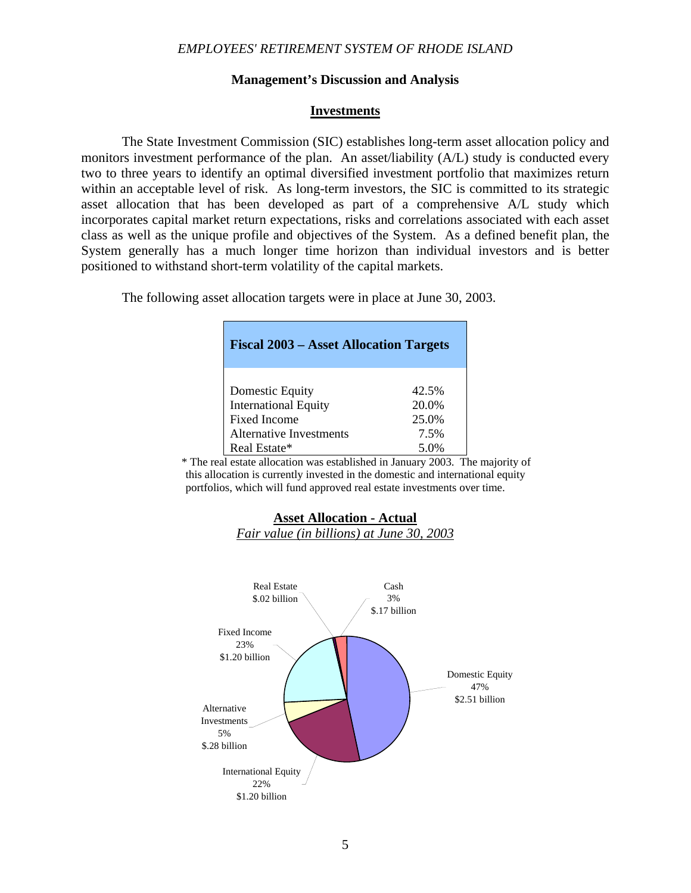*EMPLOYEES' RETIREMENT SYSTEM OF RHODE ISLAND*

**Management's Discussion and Analysis**

## Investments

The State Investment Commission (SIC) establishes long-term asset allocation policy and monitors investment performance of the plan. An asset/liability (A/L) study is conducted every two to three years to identify an optimal diversified investment portfolio that maximizes return within an acceptable level of risk. As long-term investors, the SIC is committed to its strategic asset allocation that has been developed as part of a comprehensive A/L study which incorporates capital market return expectations, risks and correlations associated with each asset class as well as the unique profile and objectives of the System. As a defined benefit plan, the System generally has a much longer time horizon than individual investors and is better positioned to withstand short-term volatility of the capital markets.

The following asset allocation targets were in place at June 30, 2003.

| Fiscal 2003 – Asset Allocation Targets | |
|---|---|
| Domestic Equity | 42.5% |
| International Equity | 20.0% |
| Fixed Income | 25.0% |
| Alternative Investments | 7.5% |
| Real Estate* | 5.0% |

\* The real estate allocation was established in January 2003. The majority of this allocation is currently invested in the domestic and international equity portfolios, which will fund approved real estate investments over time.

**Asset Allocation - Actual**

*Fair value (in billions) at June 30, 2003*

| Asset Class | Percentage | Fair Value |
|---|---|---|
| Domestic Equity | 47% | $2.51 billion |
| International Equity | 22% | $1.20 billion |
| Alternative Investments | 5% | $.28 billion |
| Fixed Income | 23% | $1.20 billion |
| Real Estate | | $.02 billion |
| Cash | 3% | $.17 billion |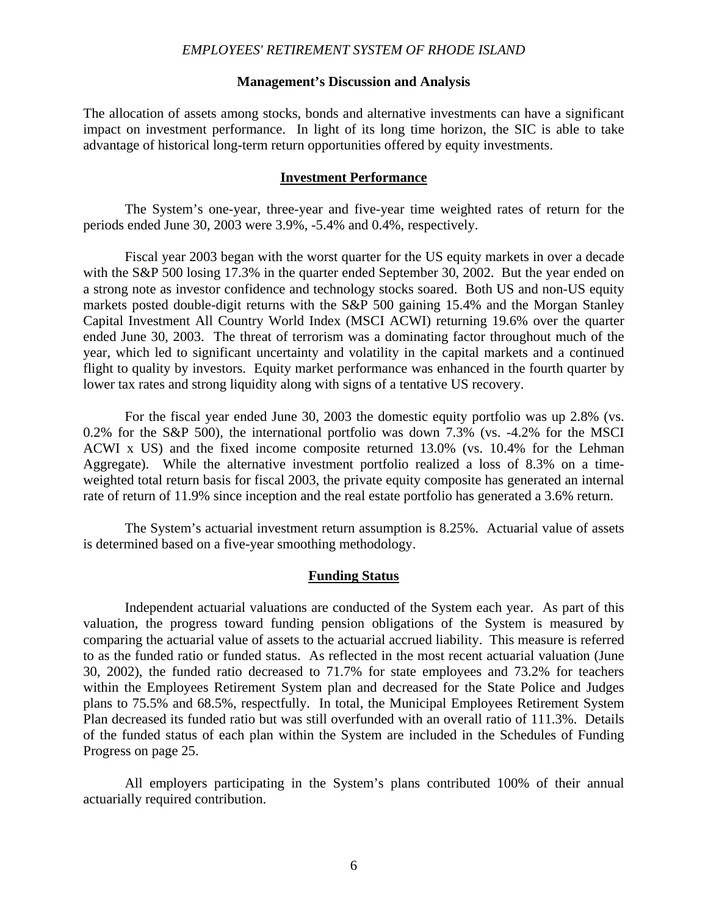## Management's Discussion and Analysis

The allocation of assets among stocks, bonds and alternative investments can have a significant impact on investment performance. In light of its long time horizon, the SIC is able to take advantage of historical long-term return opportunities offered by equity investments.

### Investment Performance

The System's one-year, three-year and five-year time weighted rates of return for the periods ended June 30, 2003 were 3.9%, -5.4% and 0.4%, respectively.

Fiscal year 2003 began with the worst quarter for the US equity markets in over a decade with the S&P 500 losing 17.3% in the quarter ended September 30, 2002. But the year ended on a strong note as investor confidence and technology stocks soared. Both US and non-US equity markets posted double-digit returns with the S&P 500 gaining 15.4% and the Morgan Stanley Capital Investment All Country World Index (MSCI ACWI) returning 19.6% over the quarter ended June 30, 2003. The threat of terrorism was a dominating factor throughout much of the year, which led to significant uncertainty and volatility in the capital markets and a continued flight to quality by investors. Equity market performance was enhanced in the fourth quarter by lower tax rates and strong liquidity along with signs of a tentative US recovery.

For the fiscal year ended June 30, 2003 the domestic equity portfolio was up 2.8% (vs. 0.2% for the S&P 500), the international portfolio was down 7.3% (vs. -4.2% for the MSCI ACWI x US) and the fixed income composite returned 13.0% (vs. 10.4% for the Lehman Aggregate). While the alternative investment portfolio realized a loss of 8.3% on a time-weighted total return basis for fiscal 2003, the private equity composite has generated an internal rate of return of 11.9% since inception and the real estate portfolio has generated a 3.6% return.

The System's actuarial investment return assumption is 8.25%. Actuarial value of assets is determined based on a five-year smoothing methodology.

### Funding Status

Independent actuarial valuations are conducted of the System each year. As part of this valuation, the progress toward funding pension obligations of the System is measured by comparing the actuarial value of assets to the actuarial accrued liability. This measure is referred to as the funded ratio or funded status. As reflected in the most recent actuarial valuation (June 30, 2002), the funded ratio decreased to 71.7% for state employees and 73.2% for teachers within the Employees Retirement System plan and decreased for the State Police and Judges plans to 75.5% and 68.5%, respectfully. In total, the Municipal Employees Retirement System Plan decreased its funded ratio but was still overfunded with an overall ratio of 111.3%. Details of the funded status of each plan within the System are included in the Schedules of Funding Progress on page 25.

All employers participating in the System's plans contributed 100% of their annual actuarially required contribution.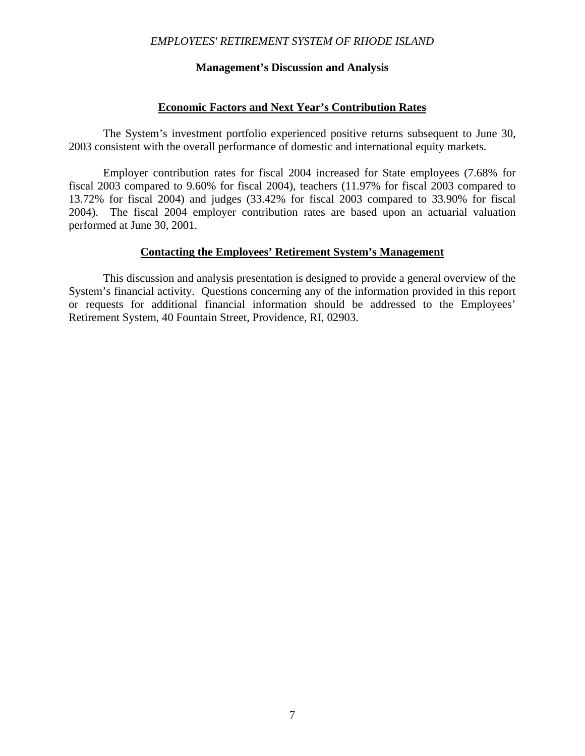*EMPLOYEES' RETIREMENT SYSTEM OF RHODE ISLAND*

**Management's Discussion and Analysis**

## Economic Factors and Next Year's Contribution Rates

The System's investment portfolio experienced positive returns subsequent to June 30, 2003 consistent with the overall performance of domestic and international equity markets.

Employer contribution rates for fiscal 2004 increased for State employees (7.68% for fiscal 2003 compared to 9.60% for fiscal 2004), teachers (11.97% for fiscal 2003 compared to 13.72% for fiscal 2004) and judges (33.42% for fiscal 2003 compared to 33.90% for fiscal 2004). The fiscal 2004 employer contribution rates are based upon an actuarial valuation performed at June 30, 2001.

## Contacting the Employees' Retirement System's Management

This discussion and analysis presentation is designed to provide a general overview of the System's financial activity. Questions concerning any of the information provided in this report or requests for additional financial information should be addressed to the Employees' Retirement System, 40 Fountain Street, Providence, RI, 02903.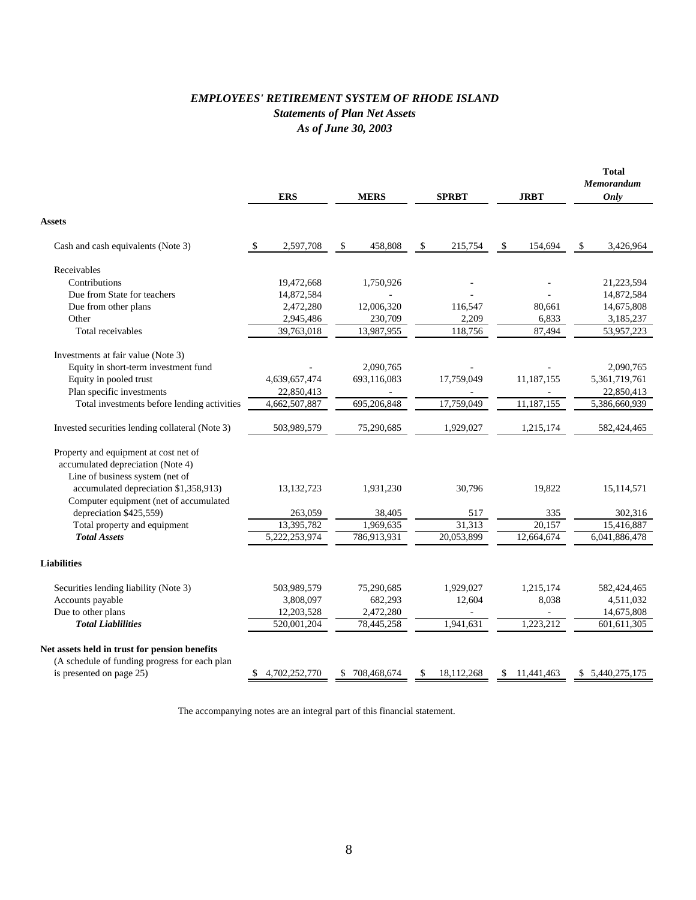# *EMPLOYEES' RETIREMENT SYSTEM OF RHODE ISLAND*

## *Statements of Plan Net Assets*

### *As of June 30, 2003*

| | ERS | MERS | SPRBT | JRBT | Total *Memorandum Only* |
|---|---|---|---|---|---|
| **Assets** | | | | | |
| Cash and cash equivalents (Note 3) | $ 2,597,708 | $ 458,808 | $ 215,754 | $ 154,694 | $ 3,426,964 |
| Receivables | | | | | |
| Contributions | 19,472,668 | 1,750,926 | - | - | 21,223,594 |
| Due from State for teachers | 14,872,584 | - | - | - | 14,872,584 |
| Due from other plans | 2,472,280 | 12,006,320 | 116,547 | 80,661 | 14,675,808 |
| Other | 2,945,486 | 230,709 | 2,209 | 6,833 | 3,185,237 |
| Total receivables | 39,763,018 | 13,987,955 | 118,756 | 87,494 | 53,957,223 |
| Investments at fair value (Note 3) | | | | | |
| Equity in short-term investment fund | - | 2,090,765 | - | - | 2,090,765 |
| Equity in pooled trust | 4,639,657,474 | 693,116,083 | 17,759,049 | 11,187,155 | 5,361,719,761 |
| Plan specific investments | 22,850,413 | - | - | - | 22,850,413 |
| Total investments before lending activities | 4,662,507,887 | 695,206,848 | 17,759,049 | 11,187,155 | 5,386,660,939 |
| Invested securities lending collateral (Note 3) | 503,989,579 | 75,290,685 | 1,929,027 | 1,215,174 | 582,424,465 |
| Property and equipment at cost net of accumulated depreciation (Note 4) | | | | | |
| Line of business system (net of accumulated depreciation $1,358,913) | 13,132,723 | 1,931,230 | 30,796 | 19,822 | 15,114,571 |
| Computer equipment (net of accumulated depreciation $425,559) | 263,059 | 38,405 | 517 | 335 | 302,316 |
| Total property and equipment | 13,395,782 | 1,969,635 | 31,313 | 20,157 | 15,416,887 |
| ***Total Assets*** | 5,222,253,974 | 786,913,931 | 20,053,899 | 12,664,674 | 6,041,886,478 |
| **Liabilities** | | | | | |
| Securities lending liability (Note 3) | 503,989,579 | 75,290,685 | 1,929,027 | 1,215,174 | 582,424,465 |
| Accounts payable | 3,808,097 | 682,293 | 12,604 | 8,038 | 4,511,032 |
| Due to other plans | 12,203,528 | 2,472,280 | - | - | 14,675,808 |
| ***Total Liablilities*** | 520,001,204 | 78,445,258 | 1,941,631 | 1,223,212 | 601,611,305 |
| **Net assets held in trust for pension benefits** (A schedule of funding progress for each plan is presented on page 25) | $ 4,702,252,770 | $ 708,468,674 | $ 18,112,268 | $ 11,441,463 | $ 5,440,275,175 |

The accompanying notes are an integral part of this financial statement.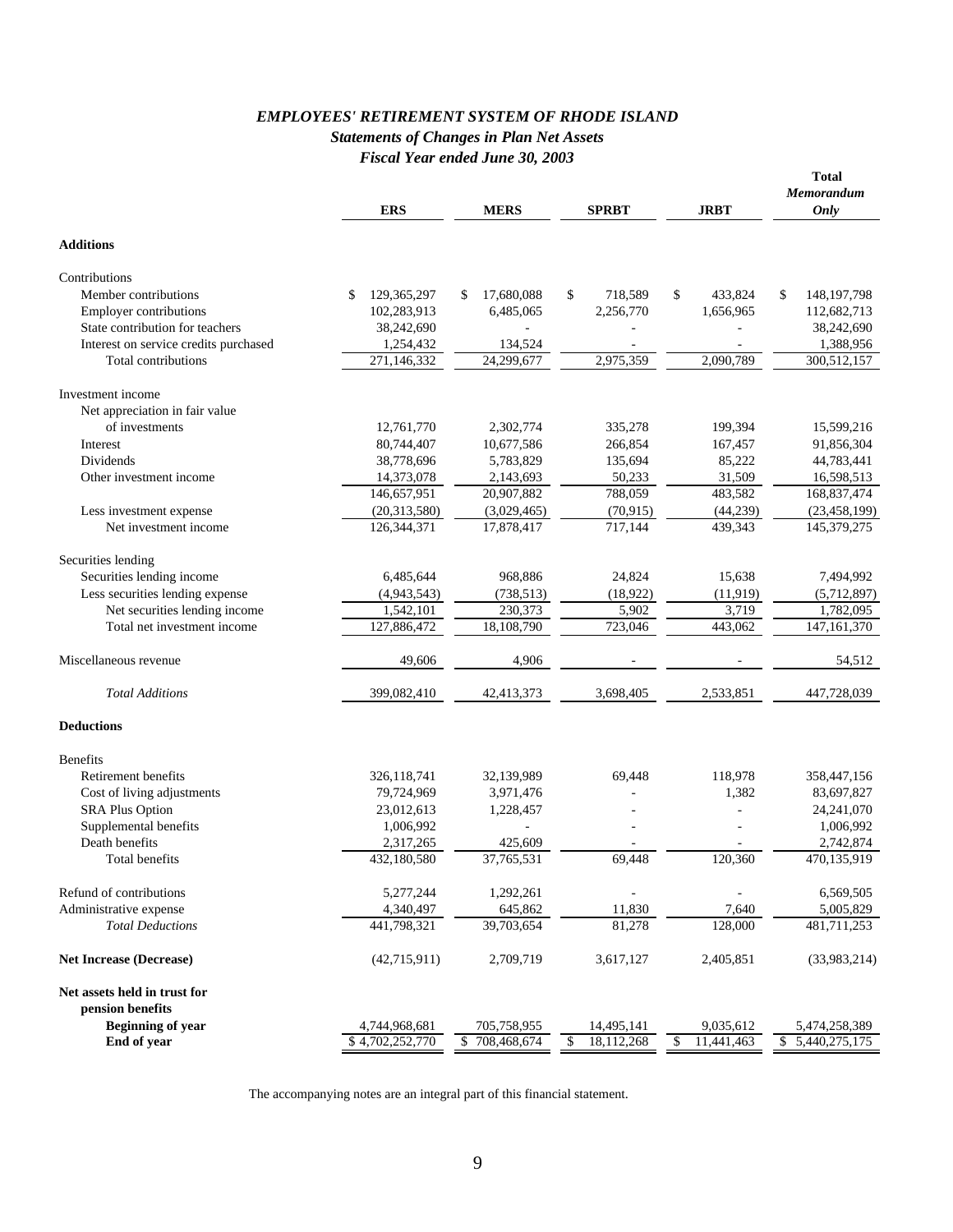# *EMPLOYEES' RETIREMENT SYSTEM OF RHODE ISLAND*

## *Statements of Changes in Plan Net Assets*

### *Fiscal Year ended June 30, 2003*

| | ERS | MERS | SPRBT | JRBT | Total *Memorandum Only* |
|---|---|---|---|---|---|
| **Additions** | | | | | |
| Contributions | | | | | |
| Member contributions | $ 129,365,297 | $ 17,680,088 | $ 718,589 | $ 433,824 | $ 148,197,798 |
| Employer contributions | 102,283,913 | 6,485,065 | 2,256,770 | 1,656,965 | 112,682,713 |
| State contribution for teachers | 38,242,690 | - | - | - | 38,242,690 |
| Interest on service credits purchased | 1,254,432 | 134,524 | - | - | 1,388,956 |
| Total contributions | 271,146,332 | 24,299,677 | 2,975,359 | 2,090,789 | 300,512,157 |
| Investment income | | | | | |
| Net appreciation in fair value of investments | 12,761,770 | 2,302,774 | 335,278 | 199,394 | 15,599,216 |
| Interest | 80,744,407 | 10,677,586 | 266,854 | 167,457 | 91,856,304 |
| Dividends | 38,778,696 | 5,783,829 | 135,694 | 85,222 | 44,783,441 |
| Other investment income | 14,373,078 | 2,143,693 | 50,233 | 31,509 | 16,598,513 |
| | 146,657,951 | 20,907,882 | 788,059 | 483,582 | 168,837,474 |
| Less investment expense | (20,313,580) | (3,029,465) | (70,915) | (44,239) | (23,458,199) |
| Net investment income | 126,344,371 | 17,878,417 | 717,144 | 439,343 | 145,379,275 |
| Securities lending | | | | | |
| Securities lending income | 6,485,644 | 968,886 | 24,824 | 15,638 | 7,494,992 |
| Less securities lending expense | (4,943,543) | (738,513) | (18,922) | (11,919) | (5,712,897) |
| Net securities lending income | 1,542,101 | 230,373 | 5,902 | 3,719 | 1,782,095 |
| Total net investment income | 127,886,472 | 18,108,790 | 723,046 | 443,062 | 147,161,370 |
| Miscellaneous revenue | 49,606 | 4,906 | - | - | 54,512 |
| *Total Additions* | 399,082,410 | 42,413,373 | 3,698,405 | 2,533,851 | 447,728,039 |
| **Deductions** | | | | | |
| Benefits | | | | | |
| Retirement benefits | 326,118,741 | 32,139,989 | 69,448 | 118,978 | 358,447,156 |
| Cost of living adjustments | 79,724,969 | 3,971,476 | - | 1,382 | 83,697,827 |
| SRA Plus Option | 23,012,613 | 1,228,457 | - | - | 24,241,070 |
| Supplemental benefits | 1,006,992 | - | - | - | 1,006,992 |
| Death benefits | 2,317,265 | 425,609 | - | - | 2,742,874 |
| Total benefits | 432,180,580 | 37,765,531 | 69,448 | 120,360 | 470,135,919 |
| Refund of contributions | 5,277,244 | 1,292,261 | - | - | 6,569,505 |
| Administrative expense | 4,340,497 | 645,862 | 11,830 | 7,640 | 5,005,829 |
| *Total Deductions* | 441,798,321 | 39,703,654 | 81,278 | 128,000 | 481,711,253 |
| **Net Increase (Decrease)** | (42,715,911) | 2,709,719 | 3,617,127 | 2,405,851 | (33,983,214) |
| **Net assets held in trust for pension benefits** | | | | | |
| **Beginning of year** | 4,744,968,681 | 705,758,955 | 14,495,141 | 9,035,612 | 5,474,258,389 |
| **End of year** | $ 4,702,252,770 | $ 708,468,674 | $ 18,112,268 | $ 11,441,463 | $ 5,440,275,175 |

The accompanying notes are an integral part of this financial statement.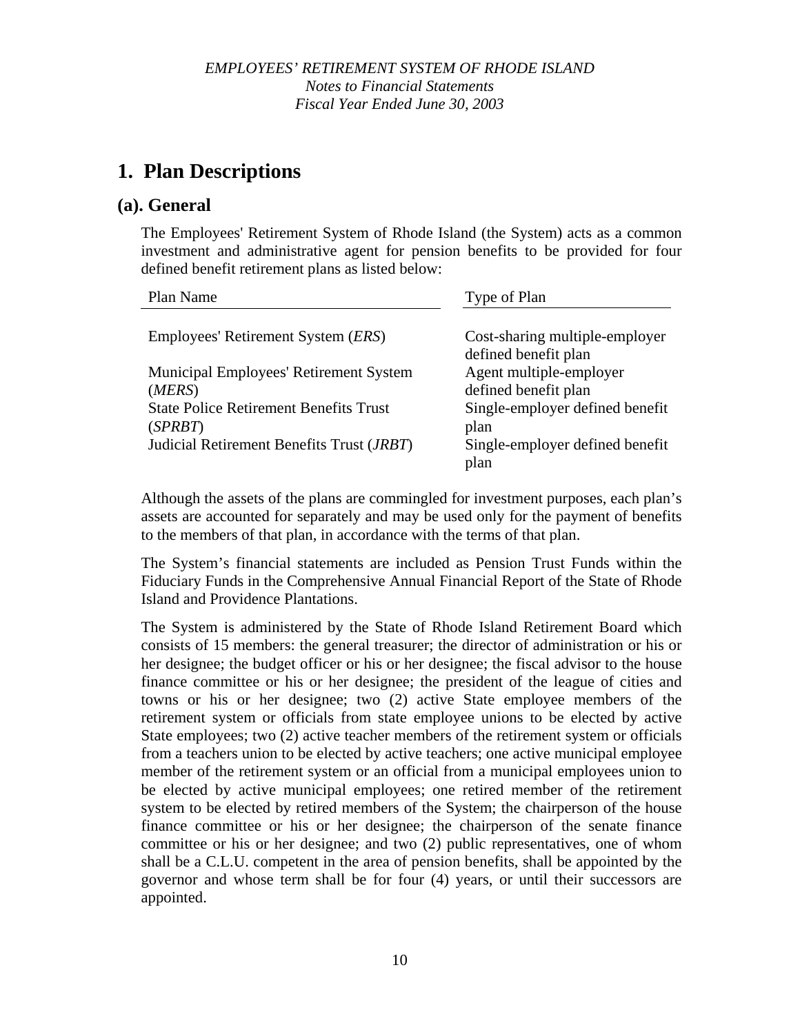# 1. Plan Descriptions

## (a). General

The Employees' Retirement System of Rhode Island (the System) acts as a common investment and administrative agent for pension benefits to be provided for four defined benefit retirement plans as listed below:

| Plan Name | Type of Plan |
|---|---|
| Employees' Retirement System (*ERS*) | Cost-sharing multiple-employer defined benefit plan |
| Municipal Employees' Retirement System (*MERS*) | Agent multiple-employer defined benefit plan |
| State Police Retirement Benefits Trust (*SPRBT*) | Single-employer defined benefit plan |
| Judicial Retirement Benefits Trust (*JRBT*) | Single-employer defined benefit plan |

Although the assets of the plans are commingled for investment purposes, each plan's assets are accounted for separately and may be used only for the payment of benefits to the members of that plan, in accordance with the terms of that plan.

The System's financial statements are included as Pension Trust Funds within the Fiduciary Funds in the Comprehensive Annual Financial Report of the State of Rhode Island and Providence Plantations.

The System is administered by the State of Rhode Island Retirement Board which consists of 15 members: the general treasurer; the director of administration or his or her designee; the budget officer or his or her designee; the fiscal advisor to the house finance committee or his or her designee; the president of the league of cities and towns or his or her designee; two (2) active State employee members of the retirement system or officials from state employee unions to be elected by active State employees; two (2) active teacher members of the retirement system or officials from a teachers union to be elected by active teachers; one active municipal employee member of the retirement system or an official from a municipal employees union to be elected by active municipal employees; one retired member of the retirement system to be elected by retired members of the System; the chairperson of the house finance committee or his or her designee; the chairperson of the senate finance committee or his or her designee; and two (2) public representatives, one of whom shall be a C.L.U. competent in the area of pension benefits, shall be appointed by the governor and whose term shall be for four (4) years, or until their successors are appointed.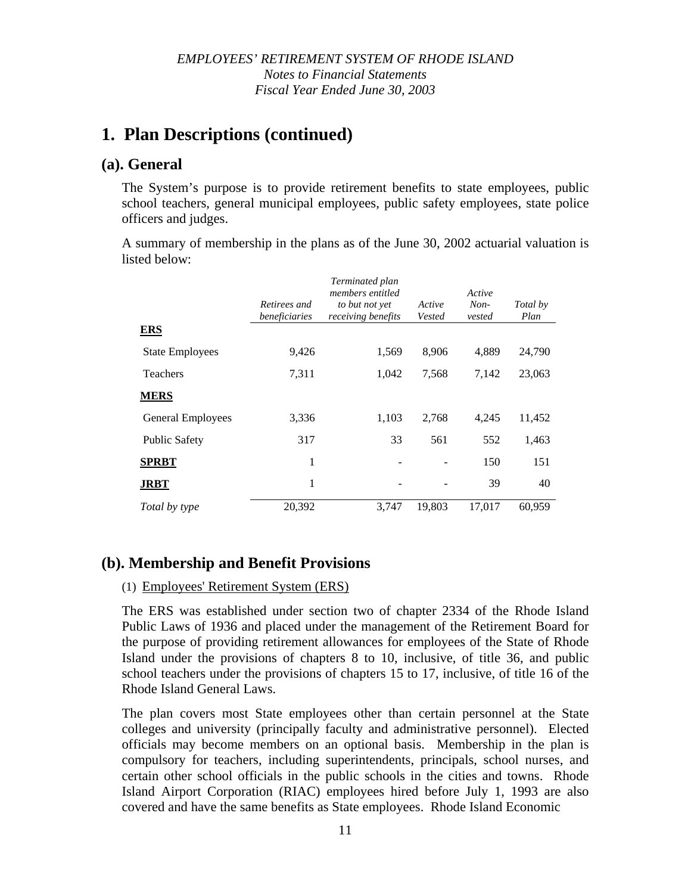# 1. Plan Descriptions (continued)

## (a). General

The System's purpose is to provide retirement benefits to state employees, public school teachers, general municipal employees, public safety employees, state police officers and judges.

A summary of membership in the plans as of the June 30, 2002 actuarial valuation is listed below:

| | *Retirees and beneficiaries* | *Terminated plan members entitled to but not yet receiving benefits* | *Active Vested* | *Active Non-vested* | *Total by Plan* |
|---|---|---|---|---|---|
| **ERS** | | | | | |
| State Employees | 9,426 | 1,569 | 8,906 | 4,889 | 24,790 |
| Teachers | 7,311 | 1,042 | 7,568 | 7,142 | 23,063 |
| **MERS** | | | | | |
| General Employees | 3,336 | 1,103 | 2,768 | 4,245 | 11,452 |
| Public Safety | 317 | 33 | 561 | 552 | 1,463 |
| **SPRBT** | 1 | - | - | 150 | 151 |
| **JRBT** | 1 | - | - | 39 | 40 |
| *Total by type* | 20,392 | 3,747 | 19,803 | 17,017 | 60,959 |

## (b). Membership and Benefit Provisions

(1) Employees' Retirement System (ERS)

The ERS was established under section two of chapter 2334 of the Rhode Island Public Laws of 1936 and placed under the management of the Retirement Board for the purpose of providing retirement allowances for employees of the State of Rhode Island under the provisions of chapters 8 to 10, inclusive, of title 36, and public school teachers under the provisions of chapters 15 to 17, inclusive, of title 16 of the Rhode Island General Laws.

The plan covers most State employees other than certain personnel at the State colleges and university (principally faculty and administrative personnel). Elected officials may become members on an optional basis. Membership in the plan is compulsory for teachers, including superintendents, principals, school nurses, and certain other school officials in the public schools in the cities and towns. Rhode Island Airport Corporation (RIAC) employees hired before July 1, 1993 are also covered and have the same benefits as State employees. Rhode Island Economic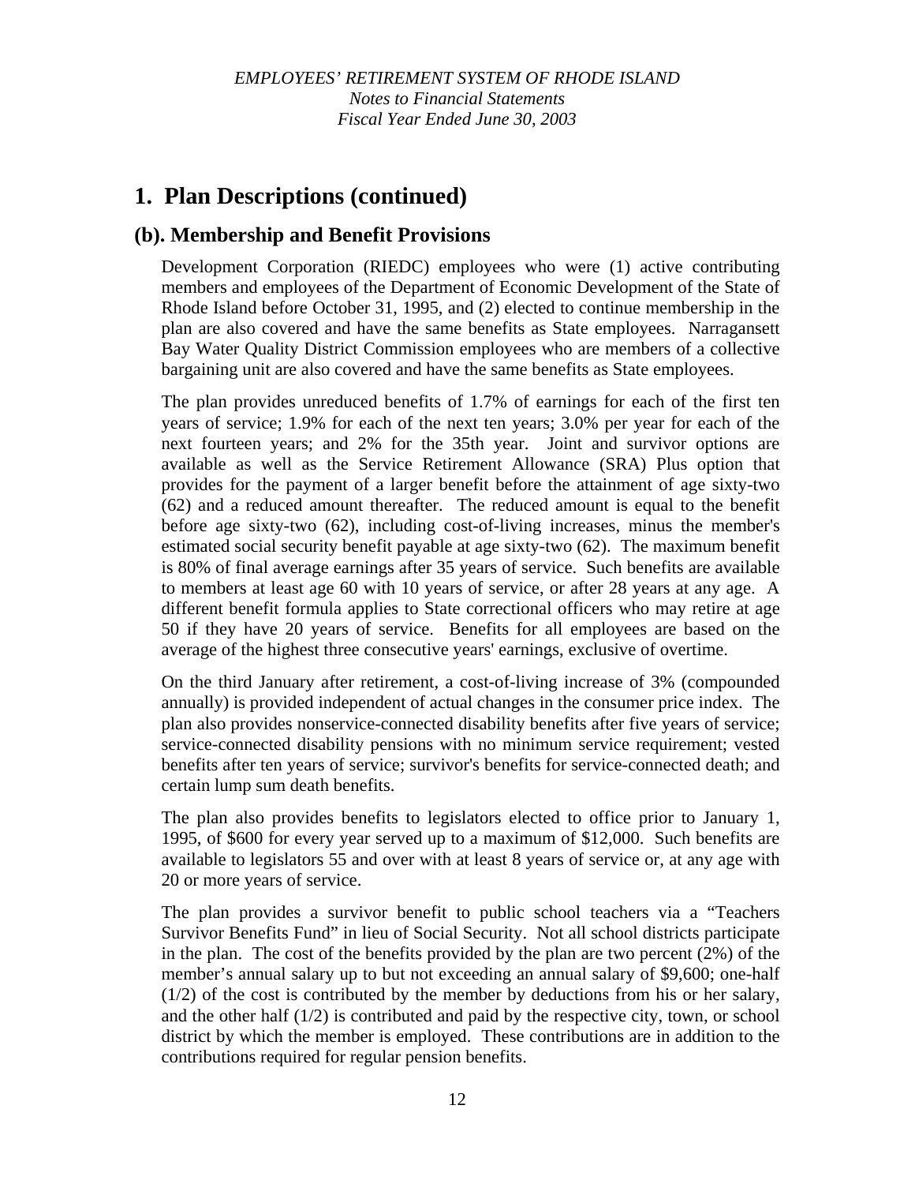# 1. Plan Descriptions (continued)

## (b). Membership and Benefit Provisions

Development Corporation (RIEDC) employees who were (1) active contributing members and employees of the Department of Economic Development of the State of Rhode Island before October 31, 1995, and (2) elected to continue membership in the plan are also covered and have the same benefits as State employees. Narragansett Bay Water Quality District Commission employees who are members of a collective bargaining unit are also covered and have the same benefits as State employees.

The plan provides unreduced benefits of 1.7% of earnings for each of the first ten years of service; 1.9% for each of the next ten years; 3.0% per year for each of the next fourteen years; and 2% for the 35th year. Joint and survivor options are available as well as the Service Retirement Allowance (SRA) Plus option that provides for the payment of a larger benefit before the attainment of age sixty-two (62) and a reduced amount thereafter. The reduced amount is equal to the benefit before age sixty-two (62), including cost-of-living increases, minus the member's estimated social security benefit payable at age sixty-two (62). The maximum benefit is 80% of final average earnings after 35 years of service. Such benefits are available to members at least age 60 with 10 years of service, or after 28 years at any age. A different benefit formula applies to State correctional officers who may retire at age 50 if they have 20 years of service. Benefits for all employees are based on the average of the highest three consecutive years' earnings, exclusive of overtime.

On the third January after retirement, a cost-of-living increase of 3% (compounded annually) is provided independent of actual changes in the consumer price index. The plan also provides nonservice-connected disability benefits after five years of service; service-connected disability pensions with no minimum service requirement; vested benefits after ten years of service; survivor's benefits for service-connected death; and certain lump sum death benefits.

The plan also provides benefits to legislators elected to office prior to January 1, 1995, of $600 for every year served up to a maximum of $12,000. Such benefits are available to legislators 55 and over with at least 8 years of service or, at any age with 20 or more years of service.

The plan provides a survivor benefit to public school teachers via a "Teachers Survivor Benefits Fund" in lieu of Social Security. Not all school districts participate in the plan. The cost of the benefits provided by the plan are two percent (2%) of the member's annual salary up to but not exceeding an annual salary of $9,600; one-half (1/2) of the cost is contributed by the member by deductions from his or her salary, and the other half (1/2) is contributed and paid by the respective city, town, or school district by which the member is employed. These contributions are in addition to the contributions required for regular pension benefits.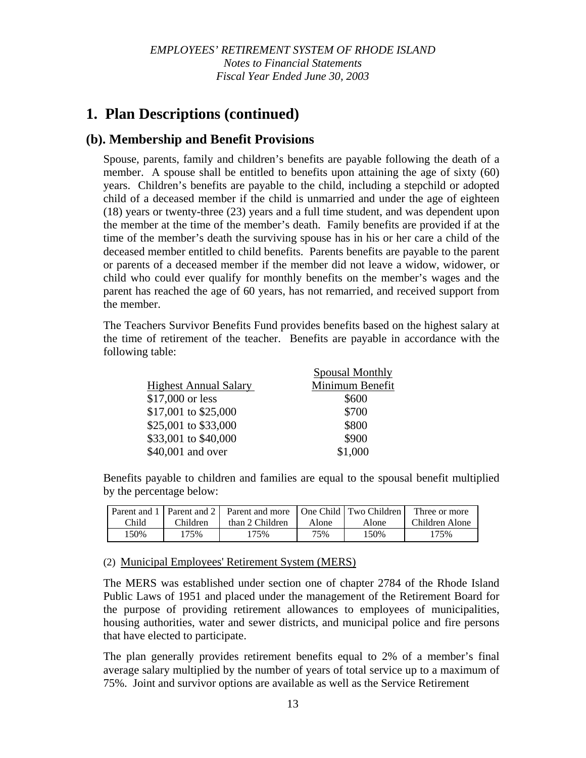# 1. Plan Descriptions (continued)

## (b). Membership and Benefit Provisions

Spouse, parents, family and children's benefits are payable following the death of a member. A spouse shall be entitled to benefits upon attaining the age of sixty (60) years. Children's benefits are payable to the child, including a stepchild or adopted child of a deceased member if the child is unmarried and under the age of eighteen (18) years or twenty-three (23) years and a full time student, and was dependent upon the member at the time of the member's death. Family benefits are provided if at the time of the member's death the surviving spouse has in his or her care a child of the deceased member entitled to child benefits. Parents benefits are payable to the parent or parents of a deceased member if the member did not leave a widow, widower, or child who could ever qualify for monthly benefits on the member's wages and the parent has reached the age of 60 years, has not remarried, and received support from the member.

The Teachers Survivor Benefits Fund provides benefits based on the highest salary at the time of retirement of the teacher. Benefits are payable in accordance with the following table:

| Highest Annual Salary | Spousal Monthly Minimum Benefit |
|---|---|
| $17,000 or less | $600 |
| $17,001 to $25,000 | $700 |
| $25,001 to $33,000 | $800 |
| $33,001 to $40,000 | $900 |
| $40,001 and over | $1,000 |

Benefits payable to children and families are equal to the spousal benefit multiplied by the percentage below:

| Parent and 1 Child | Parent and 2 Children | Parent and more than 2 Children | One Child Alone | Two Children Alone | Three or more Children Alone |
|---|---|---|---|---|---|
| 150% | 175% | 175% | 75% | 150% | 175% |

(2) Municipal Employees' Retirement System (MERS)

The MERS was established under section one of chapter 2784 of the Rhode Island Public Laws of 1951 and placed under the management of the Retirement Board for the purpose of providing retirement allowances to employees of municipalities, housing authorities, water and sewer districts, and municipal police and fire persons that have elected to participate.

The plan generally provides retirement benefits equal to 2% of a member's final average salary multiplied by the number of years of total service up to a maximum of 75%. Joint and survivor options are available as well as the Service Retirement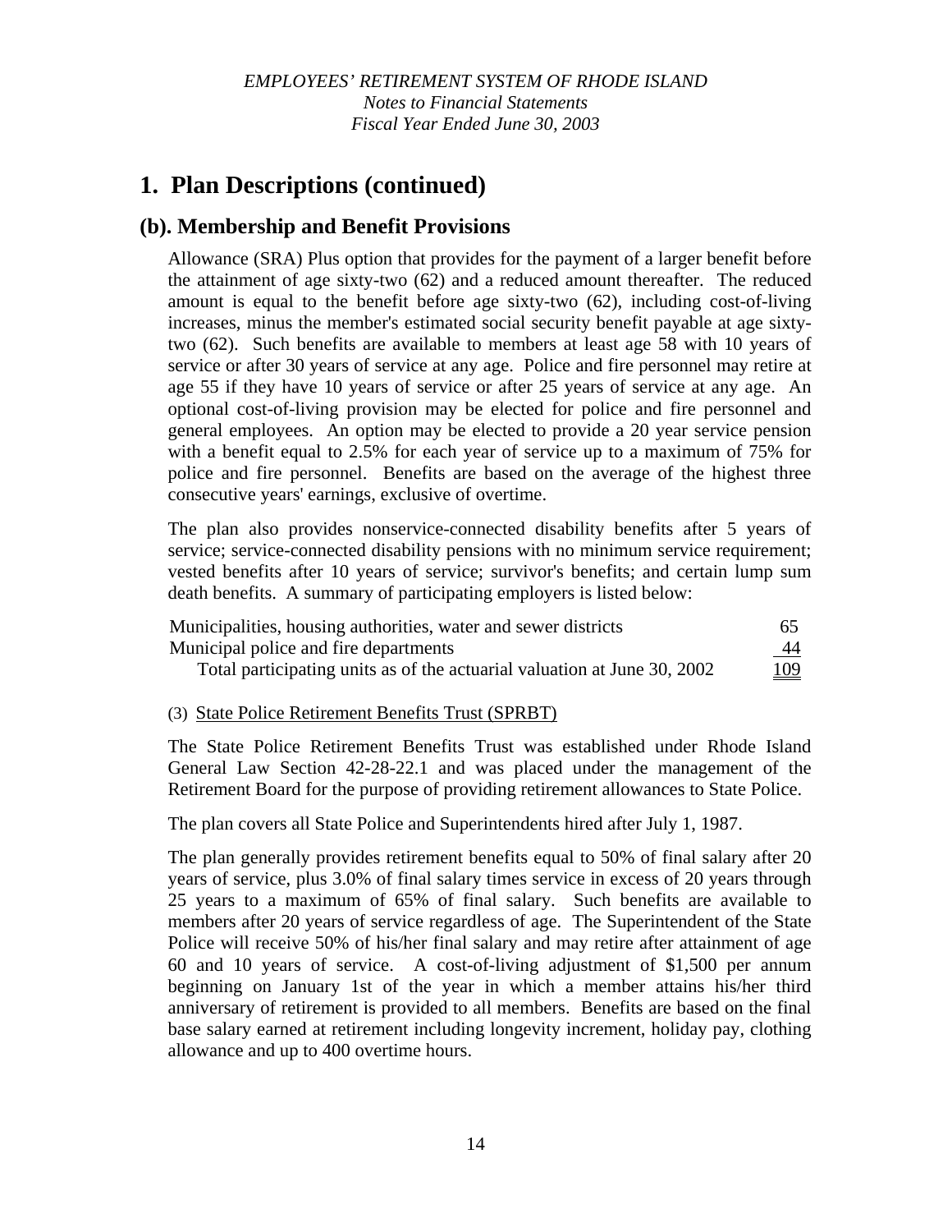# 1. Plan Descriptions (continued)

## (b). Membership and Benefit Provisions

Allowance (SRA) Plus option that provides for the payment of a larger benefit before the attainment of age sixty-two (62) and a reduced amount thereafter. The reduced amount is equal to the benefit before age sixty-two (62), including cost-of-living increases, minus the member's estimated social security benefit payable at age sixty-two (62). Such benefits are available to members at least age 58 with 10 years of service or after 30 years of service at any age. Police and fire personnel may retire at age 55 if they have 10 years of service or after 25 years of service at any age. An optional cost-of-living provision may be elected for police and fire personnel and general employees. An option may be elected to provide a 20 year service pension with a benefit equal to 2.5% for each year of service up to a maximum of 75% for police and fire personnel. Benefits are based on the average of the highest three consecutive years' earnings, exclusive of overtime.

The plan also provides nonservice-connected disability benefits after 5 years of service; service-connected disability pensions with no minimum service requirement; vested benefits after 10 years of service; survivor's benefits; and certain lump sum death benefits. A summary of participating employers is listed below:

| | |
|---|---|
| Municipalities, housing authorities, water and sewer districts | 65 |
| Municipal police and fire departments | 44 |
| Total participating units as of the actuarial valuation at June 30, 2002 | 109 |

(3) State Police Retirement Benefits Trust (SPRBT)

The State Police Retirement Benefits Trust was established under Rhode Island General Law Section 42-28-22.1 and was placed under the management of the Retirement Board for the purpose of providing retirement allowances to State Police.

The plan covers all State Police and Superintendents hired after July 1, 1987.

The plan generally provides retirement benefits equal to 50% of final salary after 20 years of service, plus 3.0% of final salary times service in excess of 20 years through 25 years to a maximum of 65% of final salary. Such benefits are available to members after 20 years of service regardless of age. The Superintendent of the State Police will receive 50% of his/her final salary and may retire after attainment of age 60 and 10 years of service. A cost-of-living adjustment of $1,500 per annum beginning on January 1st of the year in which a member attains his/her third anniversary of retirement is provided to all members. Benefits are based on the final base salary earned at retirement including longevity increment, holiday pay, clothing allowance and up to 400 overtime hours.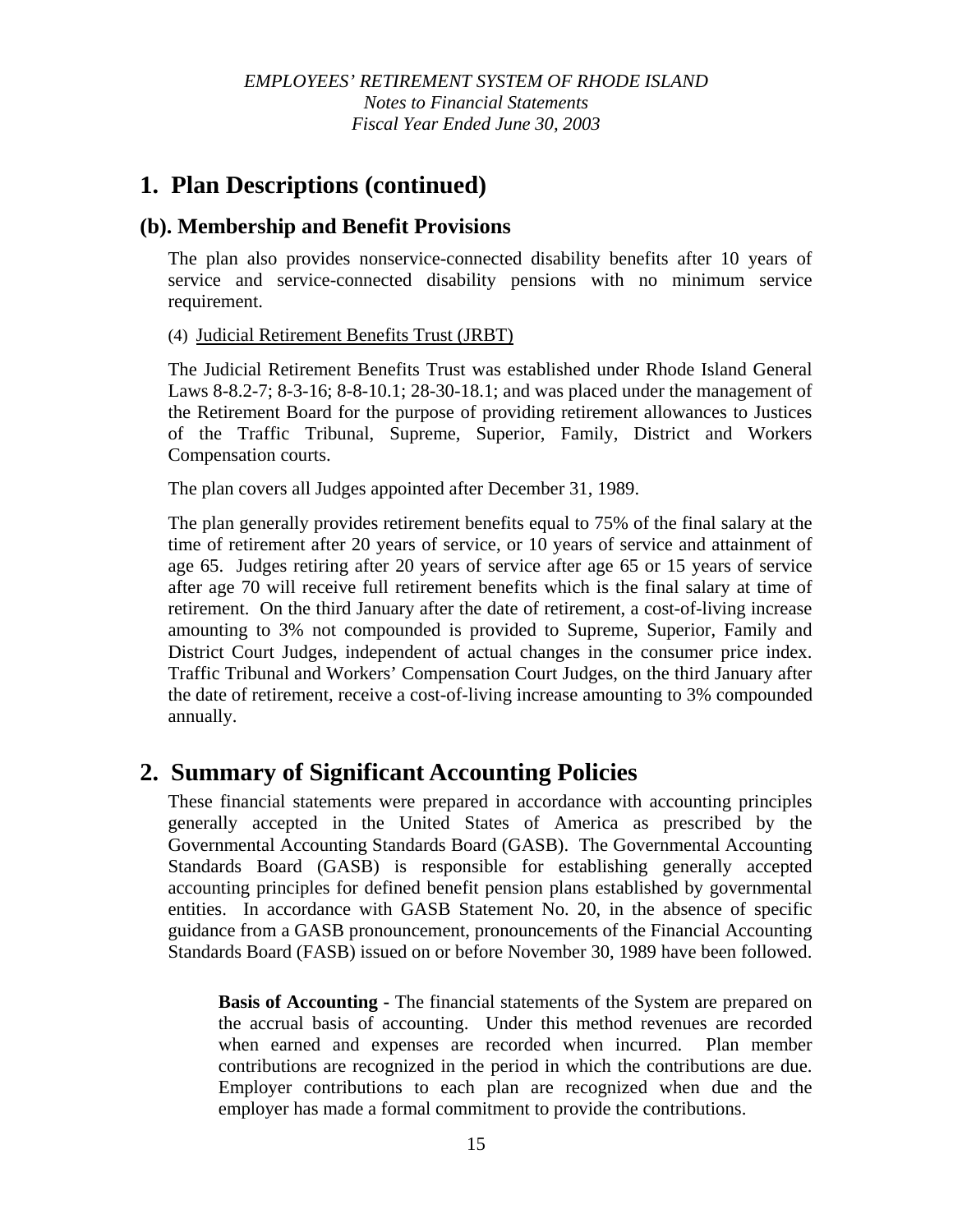## 1. Plan Descriptions (continued)

### (b). Membership and Benefit Provisions

The plan also provides nonservice-connected disability benefits after 10 years of service and service-connected disability pensions with no minimum service requirement.

(4) Judicial Retirement Benefits Trust (JRBT)

The Judicial Retirement Benefits Trust was established under Rhode Island General Laws 8-8.2-7; 8-3-16; 8-8-10.1; 28-30-18.1; and was placed under the management of the Retirement Board for the purpose of providing retirement allowances to Justices of the Traffic Tribunal, Supreme, Superior, Family, District and Workers Compensation courts.

The plan covers all Judges appointed after December 31, 1989.

The plan generally provides retirement benefits equal to 75% of the final salary at the time of retirement after 20 years of service, or 10 years of service and attainment of age 65. Judges retiring after 20 years of service after age 65 or 15 years of service after age 70 will receive full retirement benefits which is the final salary at time of retirement. On the third January after the date of retirement, a cost-of-living increase amounting to 3% not compounded is provided to Supreme, Superior, Family and District Court Judges, independent of actual changes in the consumer price index. Traffic Tribunal and Workers' Compensation Court Judges, on the third January after the date of retirement, receive a cost-of-living increase amounting to 3% compounded annually.

## 2. Summary of Significant Accounting Policies

These financial statements were prepared in accordance with accounting principles generally accepted in the United States of America as prescribed by the Governmental Accounting Standards Board (GASB). The Governmental Accounting Standards Board (GASB) is responsible for establishing generally accepted accounting principles for defined benefit pension plans established by governmental entities. In accordance with GASB Statement No. 20, in the absence of specific guidance from a GASB pronouncement, pronouncements of the Financial Accounting Standards Board (FASB) issued on or before November 30, 1989 have been followed.

**Basis of Accounting -** The financial statements of the System are prepared on the accrual basis of accounting. Under this method revenues are recorded when earned and expenses are recorded when incurred. Plan member contributions are recognized in the period in which the contributions are due. Employer contributions to each plan are recognized when due and the employer has made a formal commitment to provide the contributions.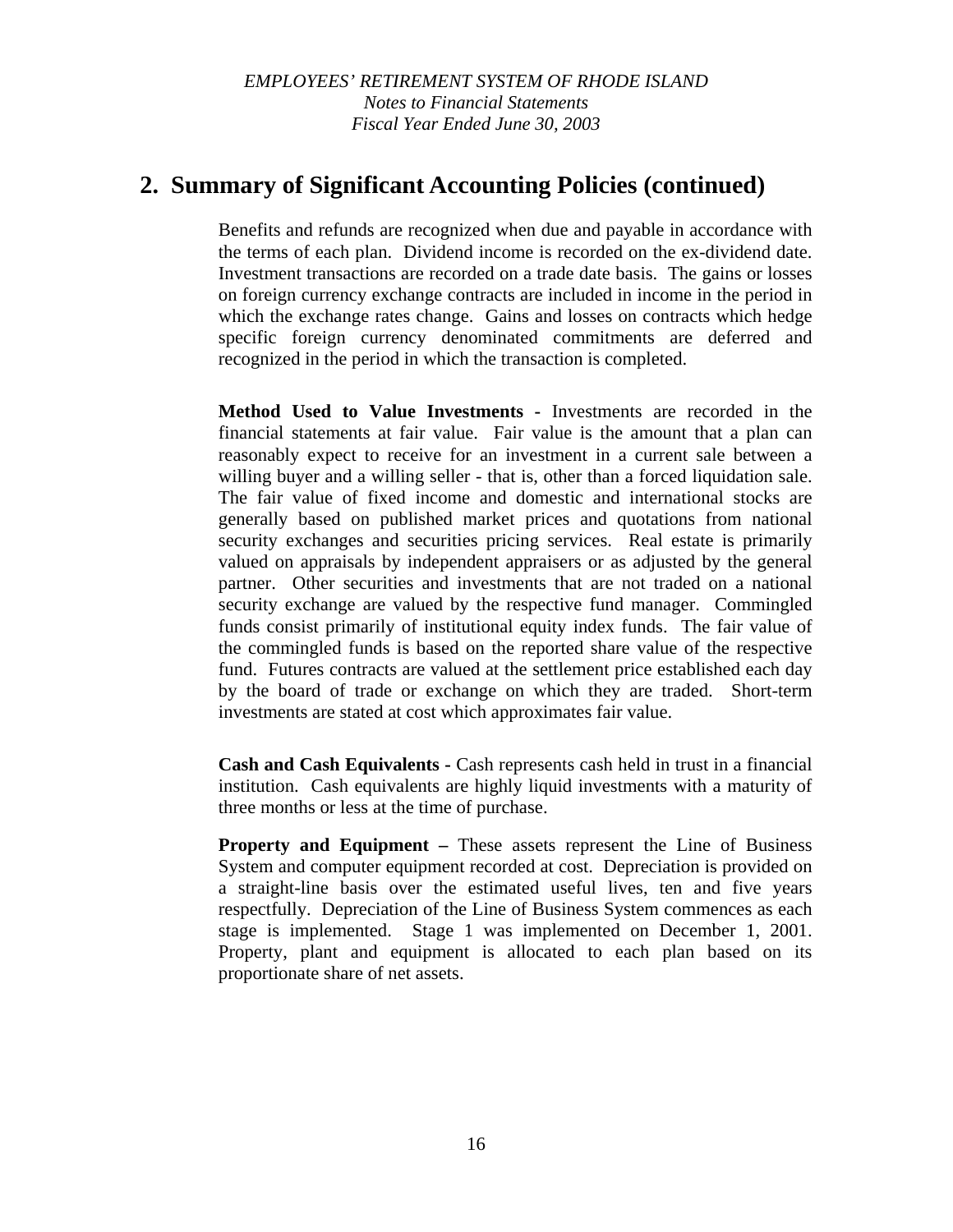## 2. Summary of Significant Accounting Policies (continued)

Benefits and refunds are recognized when due and payable in accordance with the terms of each plan. Dividend income is recorded on the ex-dividend date. Investment transactions are recorded on a trade date basis. The gains or losses on foreign currency exchange contracts are included in income in the period in which the exchange rates change. Gains and losses on contracts which hedge specific foreign currency denominated commitments are deferred and recognized in the period in which the transaction is completed.

**Method Used to Value Investments -** Investments are recorded in the financial statements at fair value. Fair value is the amount that a plan can reasonably expect to receive for an investment in a current sale between a willing buyer and a willing seller - that is, other than a forced liquidation sale. The fair value of fixed income and domestic and international stocks are generally based on published market prices and quotations from national security exchanges and securities pricing services. Real estate is primarily valued on appraisals by independent appraisers or as adjusted by the general partner. Other securities and investments that are not traded on a national security exchange are valued by the respective fund manager. Commingled funds consist primarily of institutional equity index funds. The fair value of the commingled funds is based on the reported share value of the respective fund. Futures contracts are valued at the settlement price established each day by the board of trade or exchange on which they are traded. Short-term investments are stated at cost which approximates fair value.

**Cash and Cash Equivalents -** Cash represents cash held in trust in a financial institution. Cash equivalents are highly liquid investments with a maturity of three months or less at the time of purchase.

**Property and Equipment –** These assets represent the Line of Business System and computer equipment recorded at cost. Depreciation is provided on a straight-line basis over the estimated useful lives, ten and five years respectfully. Depreciation of the Line of Business System commences as each stage is implemented. Stage 1 was implemented on December 1, 2001. Property, plant and equipment is allocated to each plan based on its proportionate share of net assets.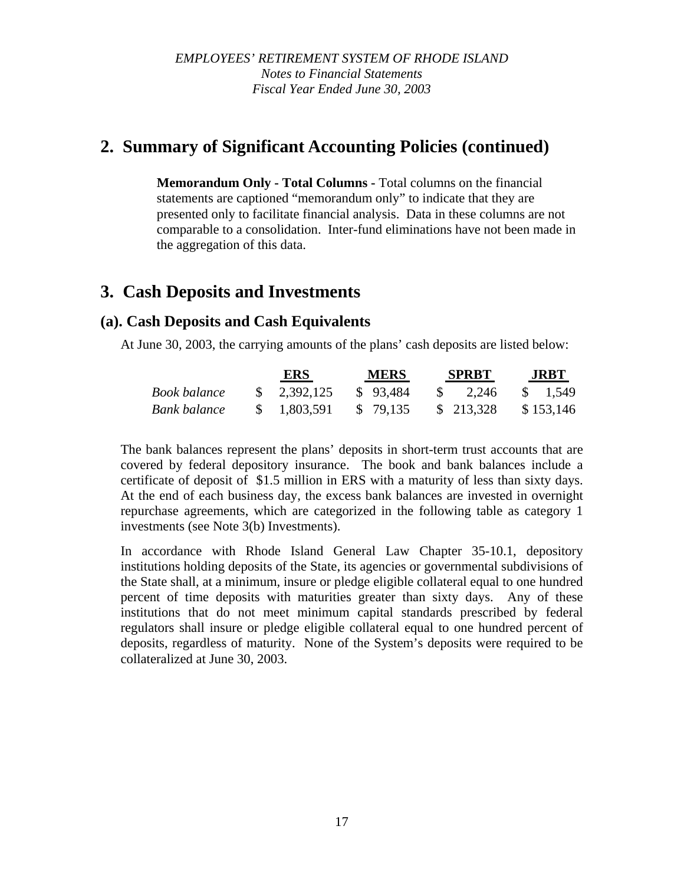## 2. Summary of Significant Accounting Policies (continued)

**Memorandum Only - Total Columns -** Total columns on the financial statements are captioned "memorandum only" to indicate that they are presented only to facilitate financial analysis. Data in these columns are not comparable to a consolidation. Inter-fund eliminations have not been made in the aggregation of this data.

## 3. Cash Deposits and Investments

### (a). Cash Deposits and Cash Equivalents

At June 30, 2003, the carrying amounts of the plans' cash deposits are listed below:

| | ERS | MERS | SPRBT | JRBT |
|---|---|---|---|---|
| *Book balance* | $ 2,392,125 | $ 93,484 | $ 2,246 | $ 1,549 |
| *Bank balance* | $ 1,803,591 | $ 79,135 | $ 213,328 | $ 153,146 |

The bank balances represent the plans' deposits in short-term trust accounts that are covered by federal depository insurance. The book and bank balances include a certificate of deposit of $1.5 million in ERS with a maturity of less than sixty days. At the end of each business day, the excess bank balances are invested in overnight repurchase agreements, which are categorized in the following table as category 1 investments (see Note 3(b) Investments).

In accordance with Rhode Island General Law Chapter 35-10.1, depository institutions holding deposits of the State, its agencies or governmental subdivisions of the State shall, at a minimum, insure or pledge eligible collateral equal to one hundred percent of time deposits with maturities greater than sixty days. Any of these institutions that do not meet minimum capital standards prescribed by federal regulators shall insure or pledge eligible collateral equal to one hundred percent of deposits, regardless of maturity. None of the System's deposits were required to be collateralized at June 30, 2003.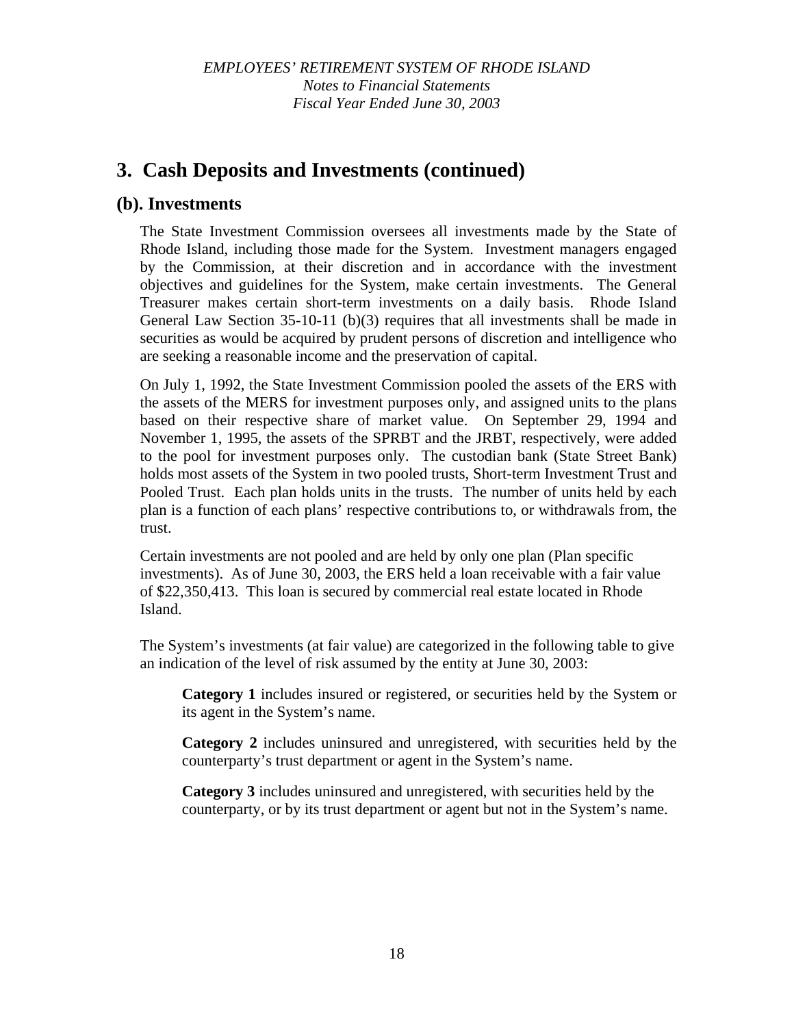## 3. Cash Deposits and Investments (continued)

### (b). Investments

The State Investment Commission oversees all investments made by the State of Rhode Island, including those made for the System. Investment managers engaged by the Commission, at their discretion and in accordance with the investment objectives and guidelines for the System, make certain investments. The General Treasurer makes certain short-term investments on a daily basis. Rhode Island General Law Section 35-10-11 (b)(3) requires that all investments shall be made in securities as would be acquired by prudent persons of discretion and intelligence who are seeking a reasonable income and the preservation of capital.

On July 1, 1992, the State Investment Commission pooled the assets of the ERS with the assets of the MERS for investment purposes only, and assigned units to the plans based on their respective share of market value. On September 29, 1994 and November 1, 1995, the assets of the SPRBT and the JRBT, respectively, were added to the pool for investment purposes only. The custodian bank (State Street Bank) holds most assets of the System in two pooled trusts, Short-term Investment Trust and Pooled Trust. Each plan holds units in the trusts. The number of units held by each plan is a function of each plans' respective contributions to, or withdrawals from, the trust.

Certain investments are not pooled and are held by only one plan (Plan specific investments). As of June 30, 2003, the ERS held a loan receivable with a fair value of $22,350,413. This loan is secured by commercial real estate located in Rhode Island.

The System's investments (at fair value) are categorized in the following table to give an indication of the level of risk assumed by the entity at June 30, 2003:

**Category 1** includes insured or registered, or securities held by the System or its agent in the System's name.

**Category 2** includes uninsured and unregistered, with securities held by the counterparty's trust department or agent in the System's name.

**Category 3** includes uninsured and unregistered, with securities held by the counterparty, or by its trust department or agent but not in the System's name.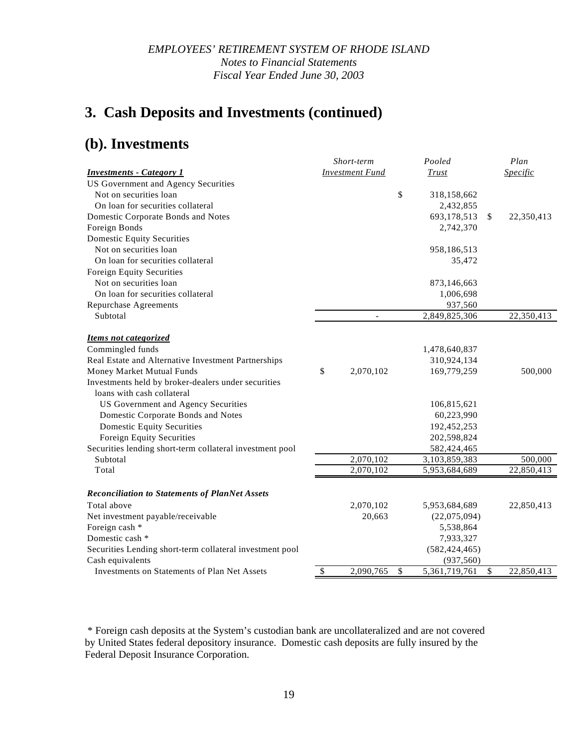# 3. Cash Deposits and Investments (continued)

## (b). Investments

| ***Investments - Category 1*** | *Short-term* *Investment Fund* | *Pooled* *Trust* | *Plan* *Specific* |
|---|---|---|---|
| US Government and Agency Securities | | | |
| Not on securities loan | | $ 318,158,662 | |
| On loan for securities collateral | | 2,432,855 | |
| Domestic Corporate Bonds and Notes | | 693,178,513 | $ 22,350,413 |
| Foreign Bonds | | 2,742,370 | |
| Domestic Equity Securities | | | |
| Not on securities loan | | 958,186,513 | |
| On loan for securities collateral | | 35,472 | |
| Foreign Equity Securities | | | |
| Not on securities loan | | 873,146,663 | |
| On loan for securities collateral | | 1,006,698 | |
| Repurchase Agreements | | 937,560 | |
| Subtotal | - | 2,849,825,306 | 22,350,413 |
| ***Items not categorized*** | | | |
| Commingled funds | | 1,478,640,837 | |
| Real Estate and Alternative Investment Partnerships | | 310,924,134 | |
| Money Market Mutual Funds | $ 2,070,102 | 169,779,259 | 500,000 |
| Investments held by broker-dealers under securities loans with cash collateral | | | |
| US Government and Agency Securities | | 106,815,621 | |
| Domestic Corporate Bonds and Notes | | 60,223,990 | |
| Domestic Equity Securities | | 192,452,253 | |
| Foreign Equity Securities | | 202,598,824 | |
| Securities lending short-term collateral investment pool | | 582,424,465 | |
| Subtotal | 2,070,102 | 3,103,859,383 | 500,000 |
| Total | 2,070,102 | 5,953,684,689 | 22,850,413 |
| ***Reconciliation to Statements of PlanNet Assets*** | | | |
| Total above | 2,070,102 | 5,953,684,689 | 22,850,413 |
| Net investment payable/receivable | 20,663 | (22,075,094) | |
| Foreign cash * | | 5,538,864 | |
| Domestic cash * | | 7,933,327 | |
| Securities Lending short-term collateral investment pool | | (582,424,465) | |
| Cash equivalents | | (937,560) | |
| Investments on Statements of Plan Net Assets | $ 2,090,765 | $ 5,361,719,761 | $ 22,850,413 |

* Foreign cash deposits at the System's custodian bank are uncollateralized and are not covered by United States federal depository insurance. Domestic cash deposits are fully insured by the Federal Deposit Insurance Corporation.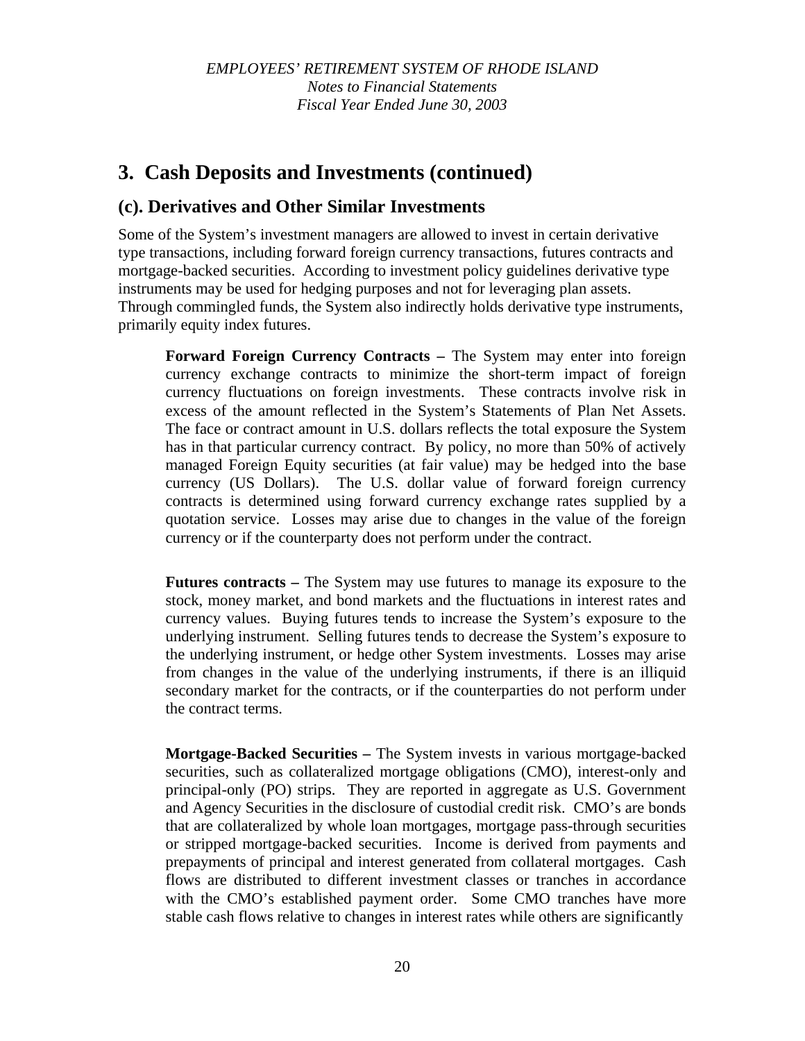## 3. Cash Deposits and Investments (continued)

### (c). Derivatives and Other Similar Investments

Some of the System's investment managers are allowed to invest in certain derivative type transactions, including forward foreign currency transactions, futures contracts and mortgage-backed securities. According to investment policy guidelines derivative type instruments may be used for hedging purposes and not for leveraging plan assets. Through commingled funds, the System also indirectly holds derivative type instruments, primarily equity index futures.

**Forward Foreign Currency Contracts –** The System may enter into foreign currency exchange contracts to minimize the short-term impact of foreign currency fluctuations on foreign investments. These contracts involve risk in excess of the amount reflected in the System's Statements of Plan Net Assets. The face or contract amount in U.S. dollars reflects the total exposure the System has in that particular currency contract. By policy, no more than 50% of actively managed Foreign Equity securities (at fair value) may be hedged into the base currency (US Dollars). The U.S. dollar value of forward foreign currency contracts is determined using forward currency exchange rates supplied by a quotation service. Losses may arise due to changes in the value of the foreign currency or if the counterparty does not perform under the contract.

**Futures contracts –** The System may use futures to manage its exposure to the stock, money market, and bond markets and the fluctuations in interest rates and currency values. Buying futures tends to increase the System's exposure to the underlying instrument. Selling futures tends to decrease the System's exposure to the underlying instrument, or hedge other System investments. Losses may arise from changes in the value of the underlying instruments, if there is an illiquid secondary market for the contracts, or if the counterparties do not perform under the contract terms.

**Mortgage-Backed Securities –** The System invests in various mortgage-backed securities, such as collateralized mortgage obligations (CMO), interest-only and principal-only (PO) strips. They are reported in aggregate as U.S. Government and Agency Securities in the disclosure of custodial credit risk. CMO's are bonds that are collateralized by whole loan mortgages, mortgage pass-through securities or stripped mortgage-backed securities. Income is derived from payments and prepayments of principal and interest generated from collateral mortgages. Cash flows are distributed to different investment classes or tranches in accordance with the CMO's established payment order. Some CMO tranches have more stable cash flows relative to changes in interest rates while others are significantly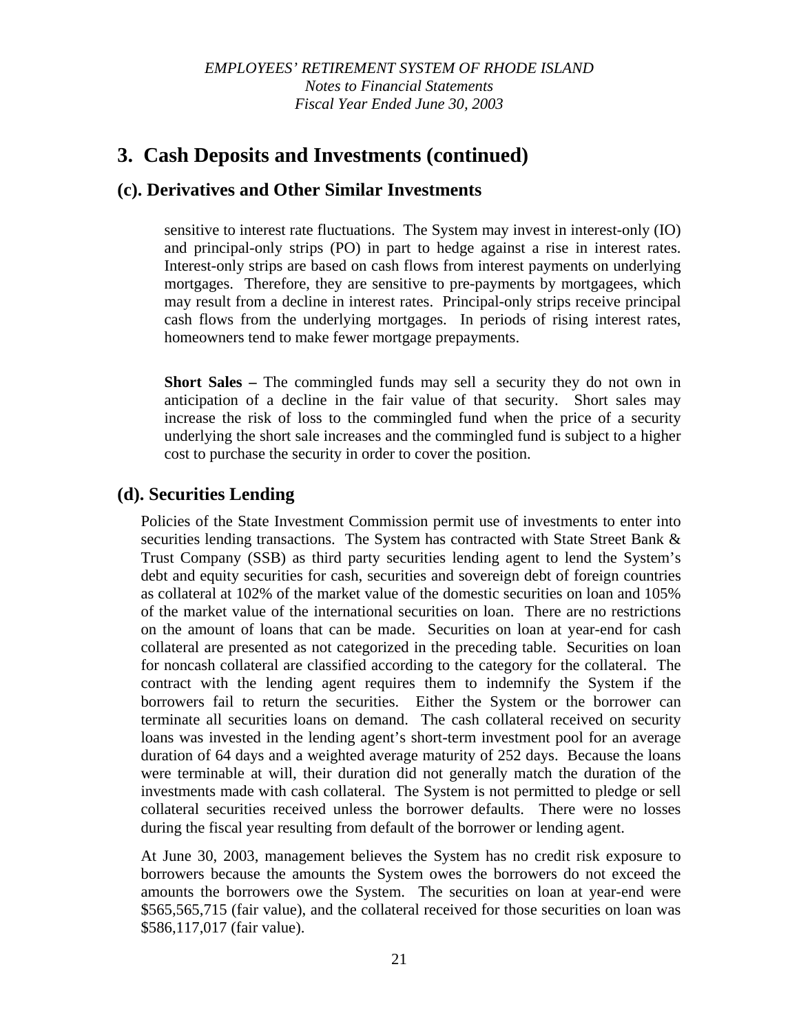# 3. Cash Deposits and Investments (continued)

## (c). Derivatives and Other Similar Investments

sensitive to interest rate fluctuations. The System may invest in interest-only (IO) and principal-only strips (PO) in part to hedge against a rise in interest rates. Interest-only strips are based on cash flows from interest payments on underlying mortgages. Therefore, they are sensitive to pre-payments by mortgagees, which may result from a decline in interest rates. Principal-only strips receive principal cash flows from the underlying mortgages. In periods of rising interest rates, homeowners tend to make fewer mortgage prepayments.

**Short Sales –** The commingled funds may sell a security they do not own in anticipation of a decline in the fair value of that security. Short sales may increase the risk of loss to the commingled fund when the price of a security underlying the short sale increases and the commingled fund is subject to a higher cost to purchase the security in order to cover the position.

## (d). Securities Lending

Policies of the State Investment Commission permit use of investments to enter into securities lending transactions. The System has contracted with State Street Bank & Trust Company (SSB) as third party securities lending agent to lend the System's debt and equity securities for cash, securities and sovereign debt of foreign countries as collateral at 102% of the market value of the domestic securities on loan and 105% of the market value of the international securities on loan. There are no restrictions on the amount of loans that can be made. Securities on loan at year-end for cash collateral are presented as not categorized in the preceding table. Securities on loan for noncash collateral are classified according to the category for the collateral. The contract with the lending agent requires them to indemnify the System if the borrowers fail to return the securities. Either the System or the borrower can terminate all securities loans on demand. The cash collateral received on security loans was invested in the lending agent's short-term investment pool for an average duration of 64 days and a weighted average maturity of 252 days. Because the loans were terminable at will, their duration did not generally match the duration of the investments made with cash collateral. The System is not permitted to pledge or sell collateral securities received unless the borrower defaults. There were no losses during the fiscal year resulting from default of the borrower or lending agent.

At June 30, 2003, management believes the System has no credit risk exposure to borrowers because the amounts the System owes the borrowers do not exceed the amounts the borrowers owe the System. The securities on loan at year-end were $565,565,715 (fair value), and the collateral received for those securities on loan was $586,117,017 (fair value).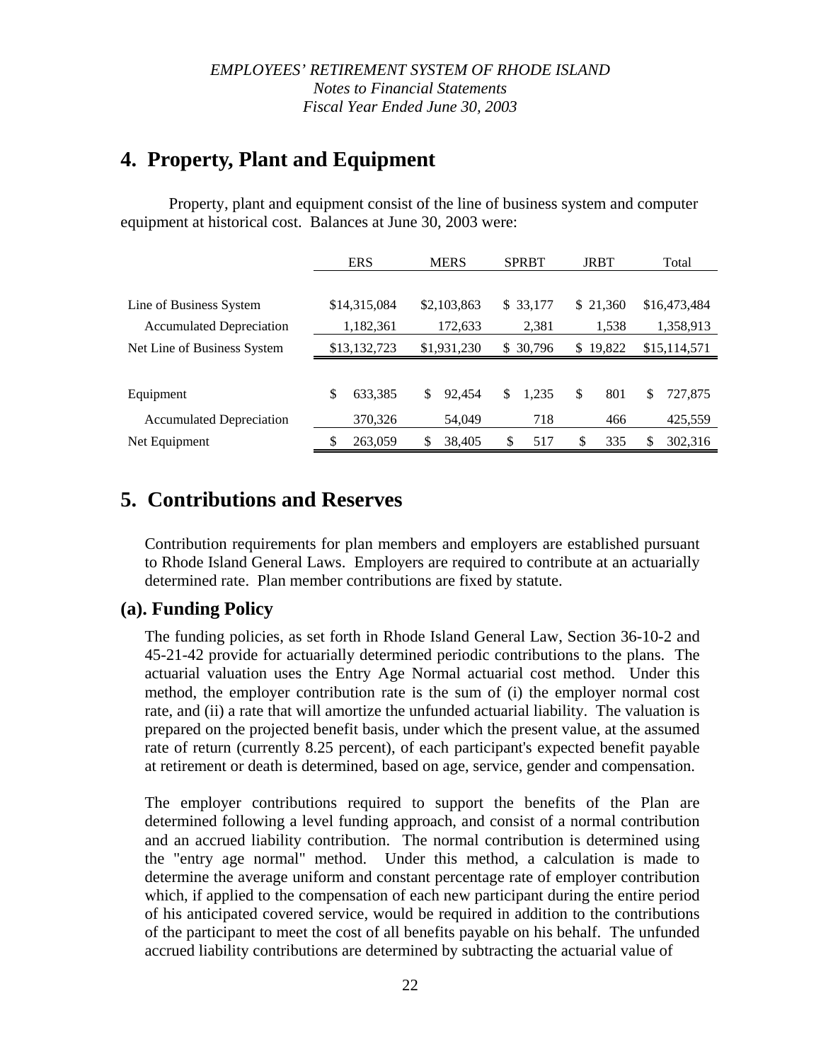# 4. Property, Plant and Equipment

Property, plant and equipment consist of the line of business system and computer equipment at historical cost. Balances at June 30, 2003 were:

| | ERS | MERS | SPRBT | JRBT | Total |
|---|---|---|---|---|---|
| Line of Business System | $14,315,084 | $2,103,863 | $ 33,177 | $ 21,360 | $16,473,484 |
| Accumulated Depreciation | 1,182,361 | 172,633 | 2,381 | 1,538 | 1,358,913 |
| Net Line of Business System | $13,132,723 | $1,931,230 | $ 30,796 | $ 19,822 | $15,114,571 |
| | | | | | |
| Equipment | $ 633,385 | $ 92,454 | $ 1,235 | $ 801 | $ 727,875 |
| Accumulated Depreciation | 370,326 | 54,049 | 718 | 466 | 425,559 |
| Net Equipment | $ 263,059 | $ 38,405 | $ 517 | $ 335 | $ 302,316 |

# 5. Contributions and Reserves

Contribution requirements for plan members and employers are established pursuant to Rhode Island General Laws. Employers are required to contribute at an actuarially determined rate. Plan member contributions are fixed by statute.

## (a). Funding Policy

The funding policies, as set forth in Rhode Island General Law, Section 36-10-2 and 45-21-42 provide for actuarially determined periodic contributions to the plans. The actuarial valuation uses the Entry Age Normal actuarial cost method. Under this method, the employer contribution rate is the sum of (i) the employer normal cost rate, and (ii) a rate that will amortize the unfunded actuarial liability. The valuation is prepared on the projected benefit basis, under which the present value, at the assumed rate of return (currently 8.25 percent), of each participant's expected benefit payable at retirement or death is determined, based on age, service, gender and compensation.

The employer contributions required to support the benefits of the Plan are determined following a level funding approach, and consist of a normal contribution and an accrued liability contribution. The normal contribution is determined using the "entry age normal" method. Under this method, a calculation is made to determine the average uniform and constant percentage rate of employer contribution which, if applied to the compensation of each new participant during the entire period of his anticipated covered service, would be required in addition to the contributions of the participant to meet the cost of all benefits payable on his behalf. The unfunded accrued liability contributions are determined by subtracting the actuarial value of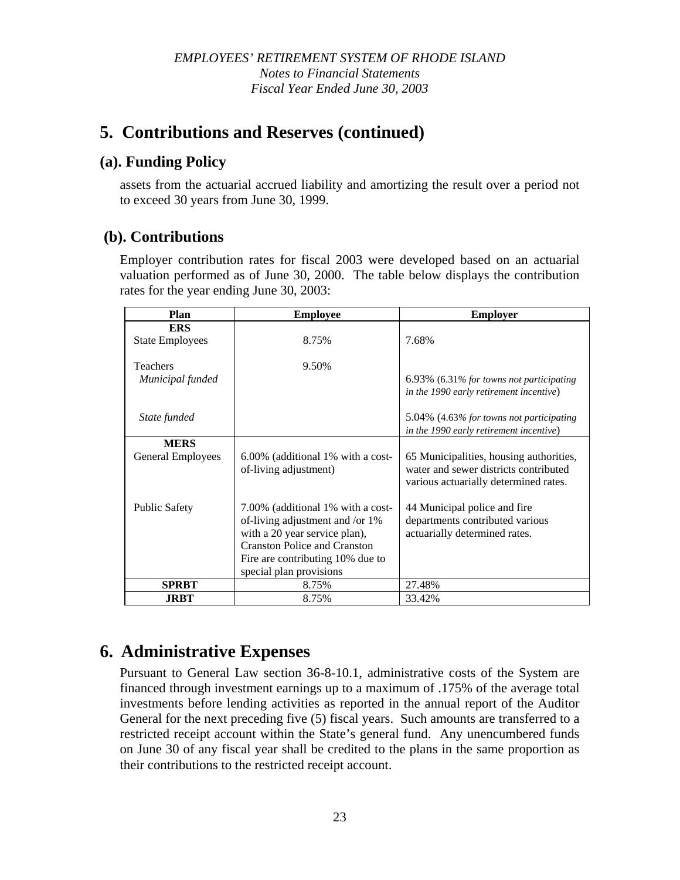## 5. Contributions and Reserves (continued)

### (a). Funding Policy

assets from the actuarial accrued liability and amortizing the result over a period not to exceed 30 years from June 30, 1999.

### (b). Contributions

Employer contribution rates for fiscal 2003 were developed based on an actuarial valuation performed as of June 30, 2000. The table below displays the contribution rates for the year ending June 30, 2003:

| Plan | Employee | Employer |
|---|---|---|
| **ERS** | | |
| State Employees | 8.75% | 7.68% |
| Teachers | 9.50% | |
| *Municipal funded* | | 6.93% (6.31*% for towns not participating in the 1990 early retirement incentive*) |
| *State funded* | | 5.04% (4.63*% for towns not participating in the 1990 early retirement incentive*) |
| **MERS** | | |
| General Employees | 6.00% (additional 1% with a cost-of-living adjustment) | 65 Municipalities, housing authorities, water and sewer districts contributed various actuarially determined rates. |
| Public Safety | 7.00% (additional 1% with a cost-of-living adjustment and /or 1% with a 20 year service plan), Cranston Police and Cranston Fire are contributing 10% due to special plan provisions | 44 Municipal police and fire departments contributed various actuarially determined rates. |
| **SPRBT** | 8.75% | 27.48% |
| **JRBT** | 8.75% | 33.42% |

## 6. Administrative Expenses

Pursuant to General Law section 36-8-10.1, administrative costs of the System are financed through investment earnings up to a maximum of .175% of the average total investments before lending activities as reported in the annual report of the Auditor General for the next preceding five (5) fiscal years. Such amounts are transferred to a restricted receipt account within the State's general fund. Any unencumbered funds on June 30 of any fiscal year shall be credited to the plans in the same proportion as their contributions to the restricted receipt account.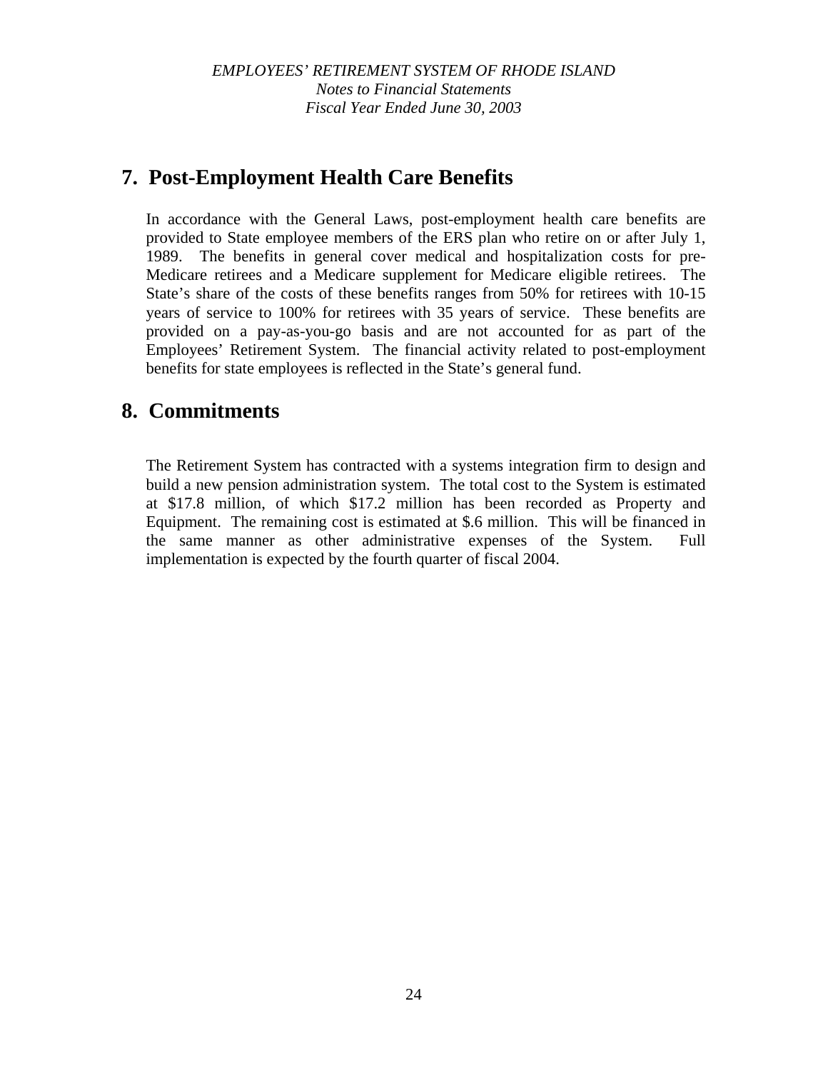## 7. Post-Employment Health Care Benefits

In accordance with the General Laws, post-employment health care benefits are provided to State employee members of the ERS plan who retire on or after July 1, 1989. The benefits in general cover medical and hospitalization costs for pre-Medicare retirees and a Medicare supplement for Medicare eligible retirees. The State's share of the costs of these benefits ranges from 50% for retirees with 10-15 years of service to 100% for retirees with 35 years of service. These benefits are provided on a pay-as-you-go basis and are not accounted for as part of the Employees' Retirement System. The financial activity related to post-employment benefits for state employees is reflected in the State's general fund.

## 8. Commitments

The Retirement System has contracted with a systems integration firm to design and build a new pension administration system. The total cost to the System is estimated at $17.8 million, of which $17.2 million has been recorded as Property and Equipment. The remaining cost is estimated at $.6 million. This will be financed in the same manner as other administrative expenses of the System. Full implementation is expected by the fourth quarter of fiscal 2004.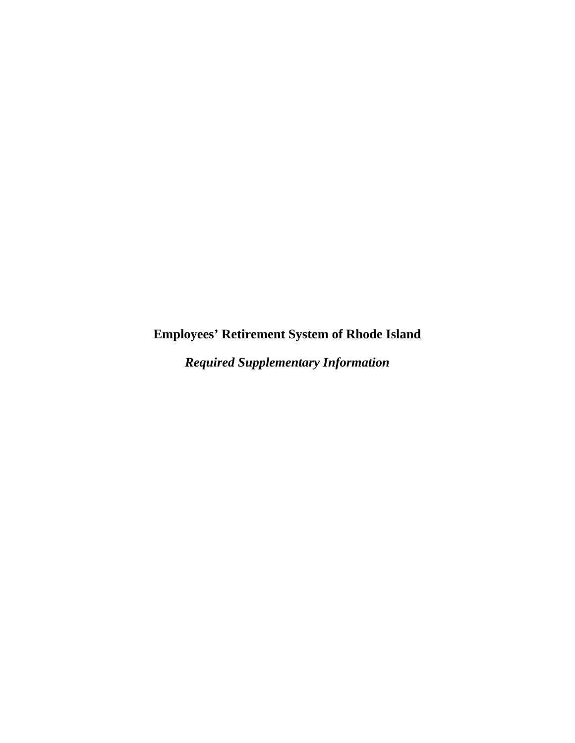# Employees' Retirement System of Rhode Island

***Required Supplementary Information***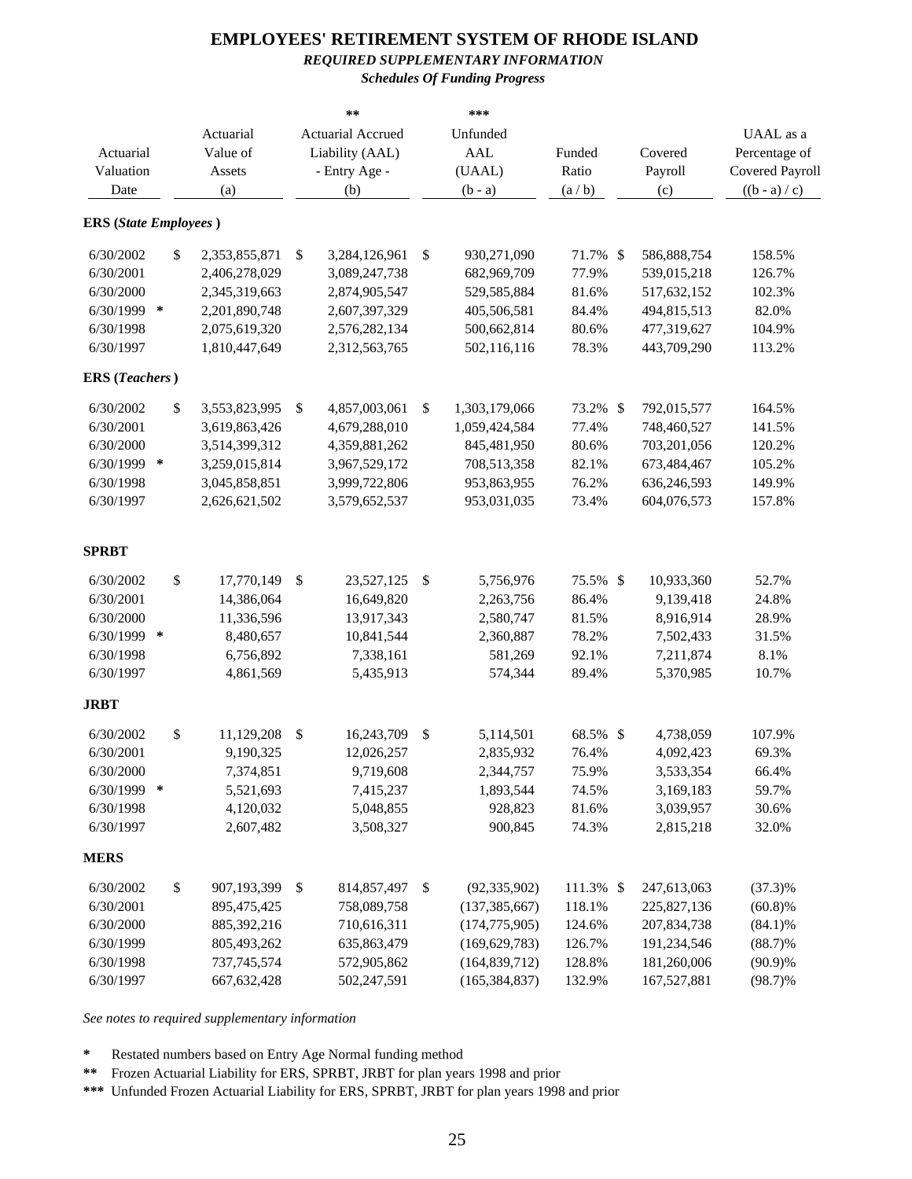# EMPLOYEES' RETIREMENT SYSTEM OF RHODE ISLAND

***REQUIRED SUPPLEMENTARY INFORMATION***

***Schedules Of Funding Progress***

| Actuarial Valuation Date | Actuarial Value of Assets (a) | ** Actuarial Accrued Liability (AAL) - Entry Age - (b) | *** Unfunded AAL (UAAL) (b - a) | Funded Ratio (a / b) | Covered Payroll (c) | UAAL as a Percentage of Covered Payroll ((b - a) / c) |
|---|---|---|---|---|---|---|
| **ERS (*State Employees*)** | | | | | | |
| 6/30/2002 | $ 2,353,855,871 | $ 3,284,126,961 | $ 930,271,090 | 71.7% | $ 586,888,754 | 158.5% |
| 6/30/2001 | 2,406,278,029 | 3,089,247,738 | 682,969,709 | 77.9% | 539,015,218 | 126.7% |
| 6/30/2000 | 2,345,319,663 | 2,874,905,547 | 529,585,884 | 81.6% | 517,632,152 | 102.3% |
| 6/30/1999 * | 2,201,890,748 | 2,607,397,329 | 405,506,581 | 84.4% | 494,815,513 | 82.0% |
| 6/30/1998 | 2,075,619,320 | 2,576,282,134 | 500,662,814 | 80.6% | 477,319,627 | 104.9% |
| 6/30/1997 | 1,810,447,649 | 2,312,563,765 | 502,116,116 | 78.3% | 443,709,290 | 113.2% |
| **ERS (*Teachers*)** | | | | | | |
| 6/30/2002 | $ 3,553,823,995 | $ 4,857,003,061 | $ 1,303,179,066 | 73.2% | $ 792,015,577 | 164.5% |
| 6/30/2001 | 3,619,863,426 | 4,679,288,010 | 1,059,424,584 | 77.4% | 748,460,527 | 141.5% |
| 6/30/2000 | 3,514,399,312 | 4,359,881,262 | 845,481,950 | 80.6% | 703,201,056 | 120.2% |
| 6/30/1999 * | 3,259,015,814 | 3,967,529,172 | 708,513,358 | 82.1% | 673,484,467 | 105.2% |
| 6/30/1998 | 3,045,858,851 | 3,999,722,806 | 953,863,955 | 76.2% | 636,246,593 | 149.9% |
| 6/30/1997 | 2,626,621,502 | 3,579,652,537 | 953,031,035 | 73.4% | 604,076,573 | 157.8% |
| **SPRBT** | | | | | | |
| 6/30/2002 | $ 17,770,149 | $ 23,527,125 | $ 5,756,976 | 75.5% | $ 10,933,360 | 52.7% |
| 6/30/2001 | 14,386,064 | 16,649,820 | 2,263,756 | 86.4% | 9,139,418 | 24.8% |
| 6/30/2000 | 11,336,596 | 13,917,343 | 2,580,747 | 81.5% | 8,916,914 | 28.9% |
| 6/30/1999 * | 8,480,657 | 10,841,544 | 2,360,887 | 78.2% | 7,502,433 | 31.5% |
| 6/30/1998 | 6,756,892 | 7,338,161 | 581,269 | 92.1% | 7,211,874 | 8.1% |
| 6/30/1997 | 4,861,569 | 5,435,913 | 574,344 | 89.4% | 5,370,985 | 10.7% |
| **JRBT** | | | | | | |
| 6/30/2002 | $ 11,129,208 | $ 16,243,709 | $ 5,114,501 | 68.5% | $ 4,738,059 | 107.9% |
| 6/30/2001 | 9,190,325 | 12,026,257 | 2,835,932 | 76.4% | 4,092,423 | 69.3% |
| 6/30/2000 | 7,374,851 | 9,719,608 | 2,344,757 | 75.9% | 3,533,354 | 66.4% |
| 6/30/1999 * | 5,521,693 | 7,415,237 | 1,893,544 | 74.5% | 3,169,183 | 59.7% |
| 6/30/1998 | 4,120,032 | 5,048,855 | 928,823 | 81.6% | 3,039,957 | 30.6% |
| 6/30/1997 | 2,607,482 | 3,508,327 | 900,845 | 74.3% | 2,815,218 | 32.0% |
| **MERS** | | | | | | |
| 6/30/2002 | $ 907,193,399 | $ 814,857,497 | $ (92,335,902) | 111.3% | $ 247,613,063 | (37.3)% |
| 6/30/2001 | 895,475,425 | 758,089,758 | (137,385,667) | 118.1% | 225,827,136 | (60.8)% |
| 6/30/2000 | 885,392,216 | 710,616,311 | (174,775,905) | 124.6% | 207,834,738 | (84.1)% |
| 6/30/1999 | 805,493,262 | 635,863,479 | (169,629,783) | 126.7% | 191,234,546 | (88.7)% |
| 6/30/1998 | 737,745,574 | 572,905,862 | (164,839,712) | 128.8% | 181,260,006 | (90.9)% |
| 6/30/1997 | 667,632,428 | 502,247,591 | (165,384,837) | 132.9% | 167,527,881 | (98.7)% |

*See notes to required supplementary information*

\* Restated numbers based on Entry Age Normal funding method

\*\* Frozen Actuarial Liability for ERS, SPRBT, JRBT for plan years 1998 and prior

\*\*\* Unfunded Frozen Actuarial Liability for ERS, SPRBT, JRBT for plan years 1998 and prior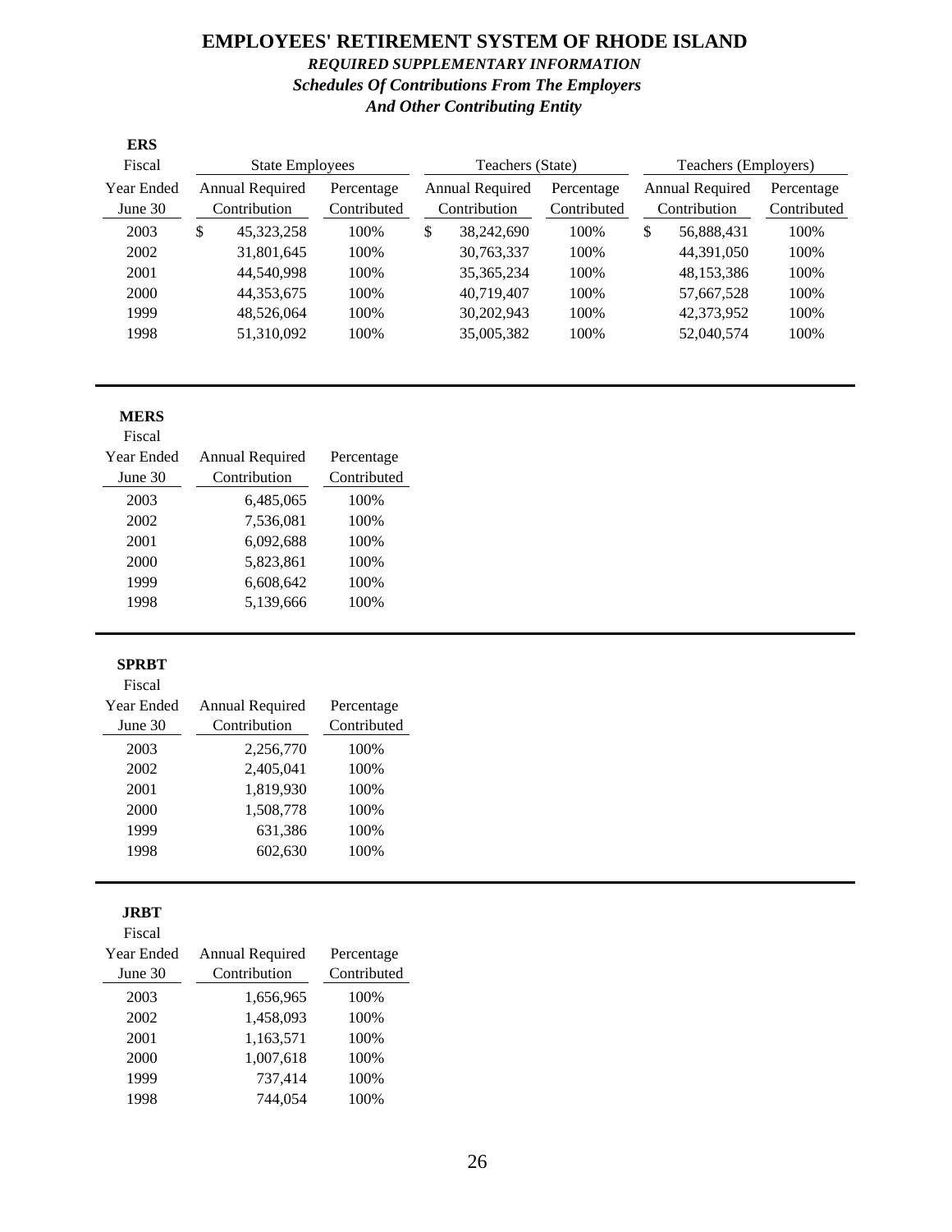# EMPLOYEES' RETIREMENT SYSTEM OF RHODE ISLAND

***REQUIRED SUPPLEMENTARY INFORMATION***

***Schedules Of Contributions From The Employers And Other Contributing Entity***

**ERS**

| Fiscal | State Employees | | Teachers (State) | | Teachers (Employers) | |
|---|---|---|---|---|---|---|
| Year Ended June 30 | Annual Required Contribution | Percentage Contributed | Annual Required Contribution | Percentage Contributed | Annual Required Contribution | Percentage Contributed |
| 2003 | $ 45,323,258 | 100% | $ 38,242,690 | 100% | $ 56,888,431 | 100% |
| 2002 | 31,801,645 | 100% | 30,763,337 | 100% | 44,391,050 | 100% |
| 2001 | 44,540,998 | 100% | 35,365,234 | 100% | 48,153,386 | 100% |
| 2000 | 44,353,675 | 100% | 40,719,407 | 100% | 57,667,528 | 100% |
| 1999 | 48,526,064 | 100% | 30,202,943 | 100% | 42,373,952 | 100% |
| 1998 | 51,310,092 | 100% | 35,005,382 | 100% | 52,040,574 | 100% |

**MERS**

| Fiscal Year Ended June 30 | Annual Required Contribution | Percentage Contributed |
|---|---|---|
| 2003 | 6,485,065 | 100% |
| 2002 | 7,536,081 | 100% |
| 2001 | 6,092,688 | 100% |
| 2000 | 5,823,861 | 100% |
| 1999 | 6,608,642 | 100% |
| 1998 | 5,139,666 | 100% |

**SPRBT**

| Fiscal Year Ended June 30 | Annual Required Contribution | Percentage Contributed |
|---|---|---|
| 2003 | 2,256,770 | 100% |
| 2002 | 2,405,041 | 100% |
| 2001 | 1,819,930 | 100% |
| 2000 | 1,508,778 | 100% |
| 1999 | 631,386 | 100% |
| 1998 | 602,630 | 100% |

**JRBT**

| Fiscal Year Ended June 30 | Annual Required Contribution | Percentage Contributed |
|---|---|---|
| 2003 | 1,656,965 | 100% |
| 2002 | 1,458,093 | 100% |
| 2001 | 1,163,571 | 100% |
| 2000 | 1,007,618 | 100% |
| 1999 | 737,414 | 100% |
| 1998 | 744,054 | 100% |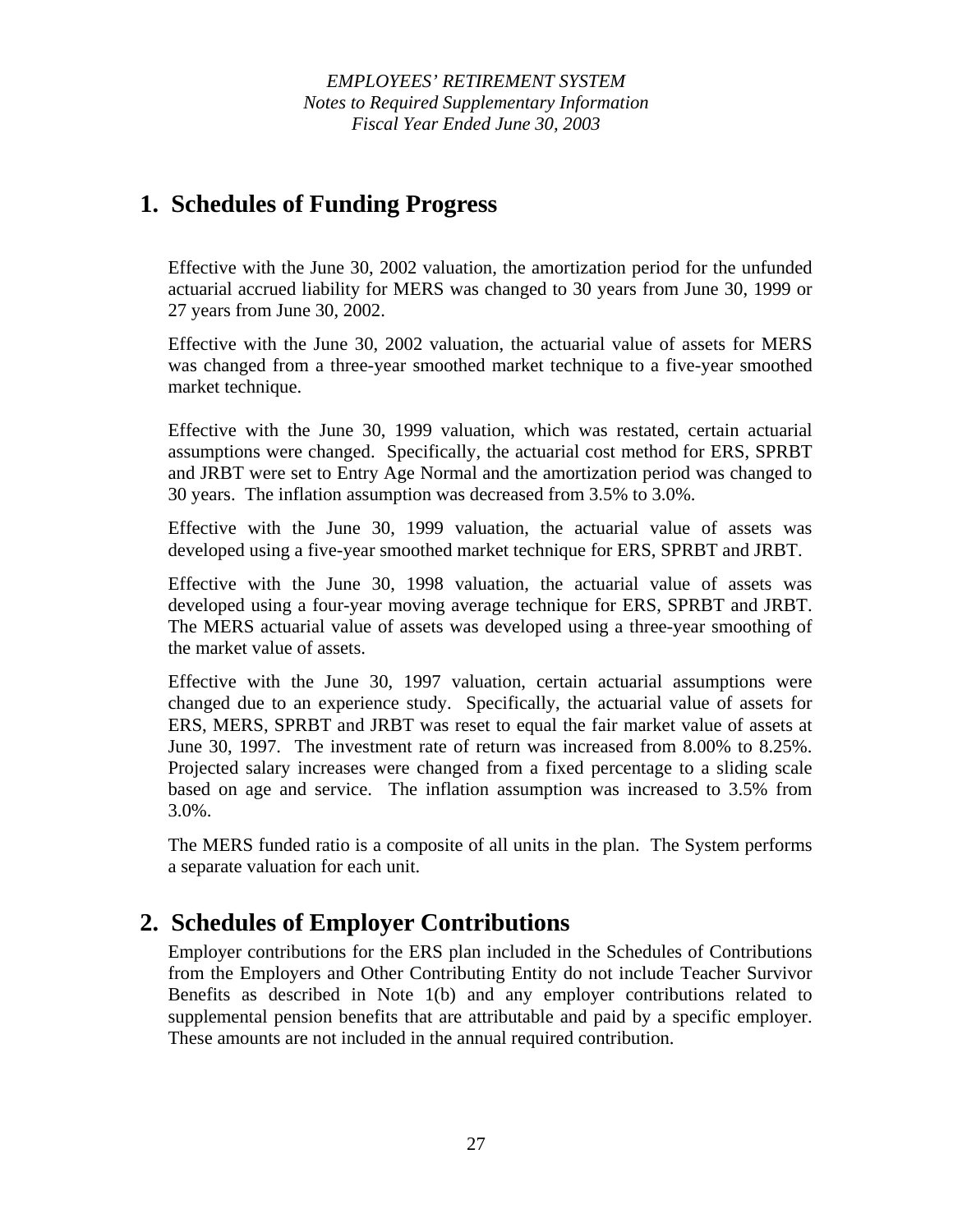*EMPLOYEES' RETIREMENT SYSTEM*
*Notes to Required Supplementary Information*
*Fiscal Year Ended June 30, 2003*

## 1. Schedules of Funding Progress

Effective with the June 30, 2002 valuation, the amortization period for the unfunded actuarial accrued liability for MERS was changed to 30 years from June 30, 1999 or 27 years from June 30, 2002.

Effective with the June 30, 2002 valuation, the actuarial value of assets for MERS was changed from a three-year smoothed market technique to a five-year smoothed market technique.

Effective with the June 30, 1999 valuation, which was restated, certain actuarial assumptions were changed. Specifically, the actuarial cost method for ERS, SPRBT and JRBT were set to Entry Age Normal and the amortization period was changed to 30 years. The inflation assumption was decreased from 3.5% to 3.0%.

Effective with the June 30, 1999 valuation, the actuarial value of assets was developed using a five-year smoothed market technique for ERS, SPRBT and JRBT.

Effective with the June 30, 1998 valuation, the actuarial value of assets was developed using a four-year moving average technique for ERS, SPRBT and JRBT. The MERS actuarial value of assets was developed using a three-year smoothing of the market value of assets.

Effective with the June 30, 1997 valuation, certain actuarial assumptions were changed due to an experience study. Specifically, the actuarial value of assets for ERS, MERS, SPRBT and JRBT was reset to equal the fair market value of assets at June 30, 1997. The investment rate of return was increased from 8.00% to 8.25%. Projected salary increases were changed from a fixed percentage to a sliding scale based on age and service. The inflation assumption was increased to 3.5% from 3.0%.

The MERS funded ratio is a composite of all units in the plan. The System performs a separate valuation for each unit.

## 2. Schedules of Employer Contributions

Employer contributions for the ERS plan included in the Schedules of Contributions from the Employers and Other Contributing Entity do not include Teacher Survivor Benefits as described in Note 1(b) and any employer contributions related to supplemental pension benefits that are attributable and paid by a specific employer. These amounts are not included in the annual required contribution.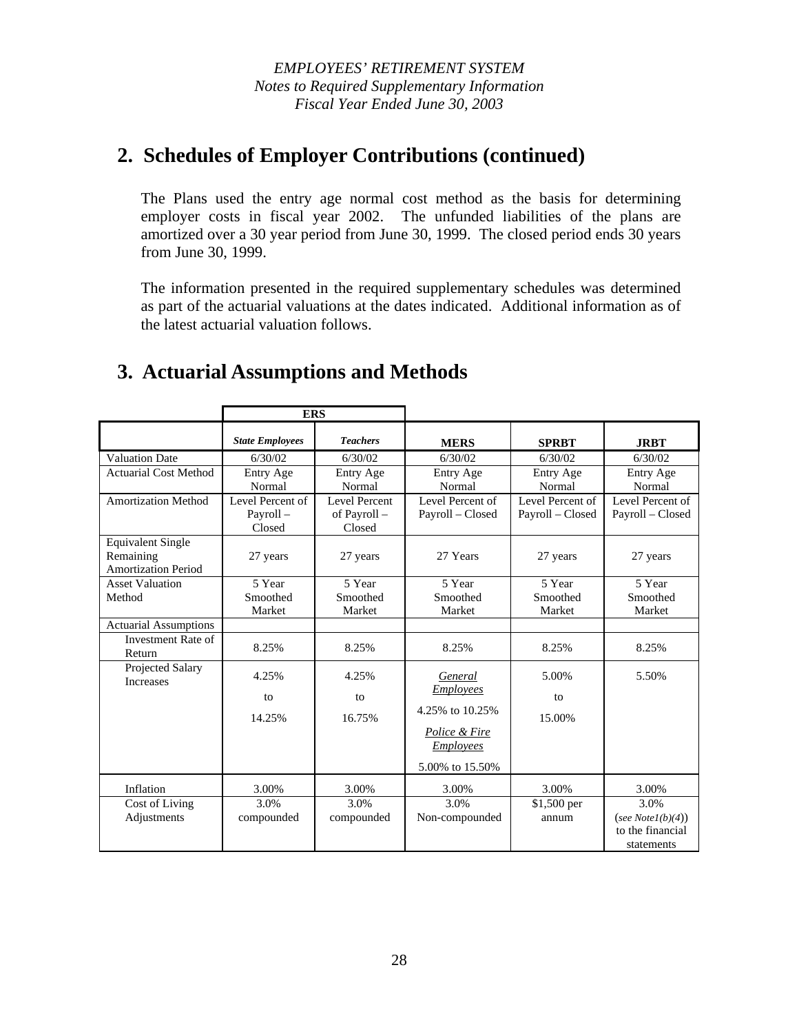*EMPLOYEES' RETIREMENT SYSTEM*
*Notes to Required Supplementary Information*
*Fiscal Year Ended June 30, 2003*

## 2. Schedules of Employer Contributions (continued)

The Plans used the entry age normal cost method as the basis for determining employer costs in fiscal year 2002. The unfunded liabilities of the plans are amortized over a 30 year period from June 30, 1999. The closed period ends 30 years from June 30, 1999.

The information presented in the required supplementary schedules was determined as part of the actuarial valuations at the dates indicated. Additional information as of the latest actuarial valuation follows.

## 3. Actuarial Assumptions and Methods

| | ERS | | | | |
|---|---|---|---|---|---|
| | ***State Employees*** | ***Teachers*** | **MERS** | **SPRBT** | **JRBT** |
| Valuation Date | 6/30/02 | 6/30/02 | 6/30/02 | 6/30/02 | 6/30/02 |
| Actuarial Cost Method | Entry Age Normal | Entry Age Normal | Entry Age Normal | Entry Age Normal | Entry Age Normal |
| Amortization Method | Level Percent of Payroll – Closed | Level Percent of Payroll – Closed | Level Percent of Payroll – Closed | Level Percent of Payroll – Closed | Level Percent of Payroll – Closed |
| Equivalent Single Remaining Amortization Period | 27 years | 27 years | 27 Years | 27 years | 27 years |
| Asset Valuation Method | 5 Year Smoothed Market | 5 Year Smoothed Market | 5 Year Smoothed Market | 5 Year Smoothed Market | 5 Year Smoothed Market |
| Actuarial Assumptions | | | | | |
| Investment Rate of Return | 8.25% | 8.25% | 8.25% | 8.25% | 8.25% |
| Projected Salary Increases | 4.25% to 14.25% | 4.25% to 16.75% | *General Employees* 4.25% to 10.25% *Police & Fire Employees* 5.00% to 15.50% | 5.00% to 15.00% | 5.50% |
| Inflation | 3.00% | 3.00% | 3.00% | 3.00% | 3.00% |
| Cost of Living Adjustments | 3.0% compounded | 3.0% compounded | 3.0% Non-compounded | $1,500 per annum | 3.0% (*see Note1(b)(4)*) to the financial statements |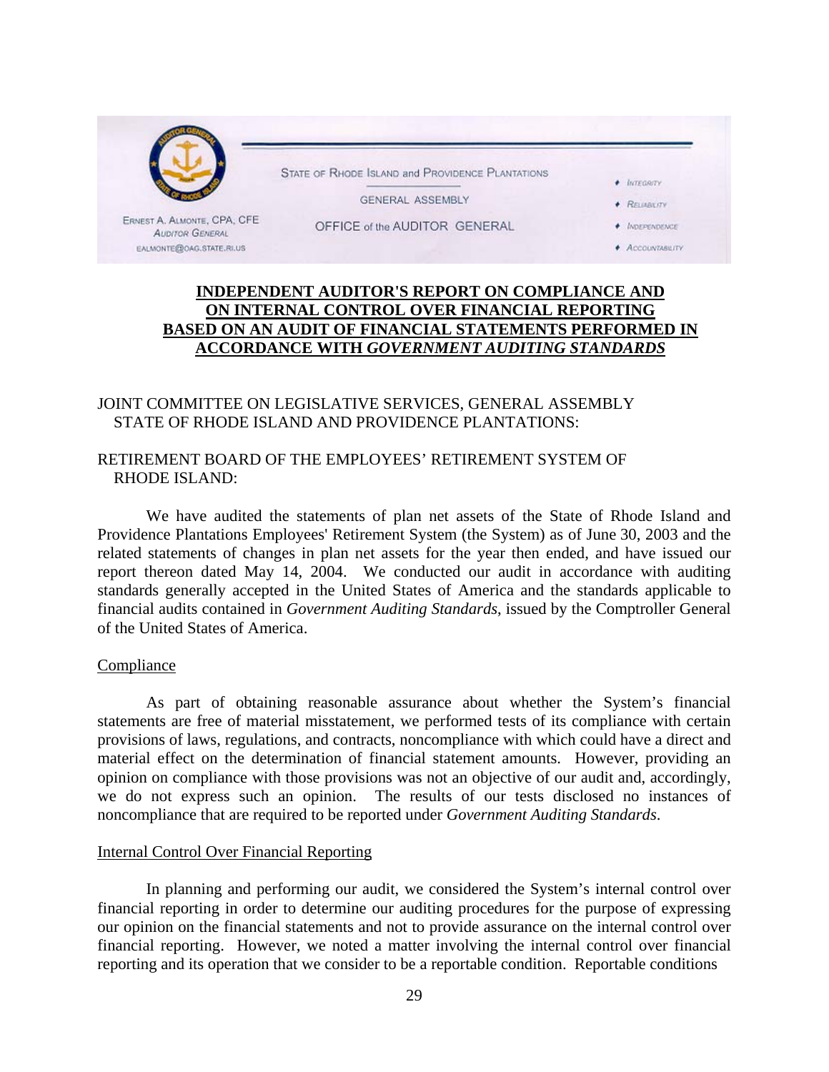STATE OF RHODE ISLAND and PROVIDENCE PLANTATIONS

GENERAL ASSEMBLY

OFFICE of the AUDITOR GENERAL

ERNEST A. ALMONTE, CPA, CFE
AUDITOR GENERAL
EALMONTE@OAG.STATE.RI.US

- INTEGRITY
- RELIABILITY
- INDEPENDENCE
- ACCOUNTABILITY

# INDEPENDENT AUDITOR'S REPORT ON COMPLIANCE AND ON INTERNAL CONTROL OVER FINANCIAL REPORTING BASED ON AN AUDIT OF FINANCIAL STATEMENTS PERFORMED IN ACCORDANCE WITH *GOVERNMENT AUDITING STANDARDS*

JOINT COMMITTEE ON LEGISLATIVE SERVICES, GENERAL ASSEMBLY
STATE OF RHODE ISLAND AND PROVIDENCE PLANTATIONS:

RETIREMENT BOARD OF THE EMPLOYEES' RETIREMENT SYSTEM OF RHODE ISLAND:

We have audited the statements of plan net assets of the State of Rhode Island and Providence Plantations Employees' Retirement System (the System) as of June 30, 2003 and the related statements of changes in plan net assets for the year then ended, and have issued our report thereon dated May 14, 2004. We conducted our audit in accordance with auditing standards generally accepted in the United States of America and the standards applicable to financial audits contained in *Government Auditing Standards*, issued by the Comptroller General of the United States of America.

## Compliance

As part of obtaining reasonable assurance about whether the System's financial statements are free of material misstatement, we performed tests of its compliance with certain provisions of laws, regulations, and contracts, noncompliance with which could have a direct and material effect on the determination of financial statement amounts. However, providing an opinion on compliance with those provisions was not an objective of our audit and, accordingly, we do not express such an opinion. The results of our tests disclosed no instances of noncompliance that are required to be reported under *Government Auditing Standards*.

## Internal Control Over Financial Reporting

In planning and performing our audit, we considered the System's internal control over financial reporting in order to determine our auditing procedures for the purpose of expressing our opinion on the financial statements and not to provide assurance on the internal control over financial reporting. However, we noted a matter involving the internal control over financial reporting and its operation that we consider to be a reportable condition. Reportable conditions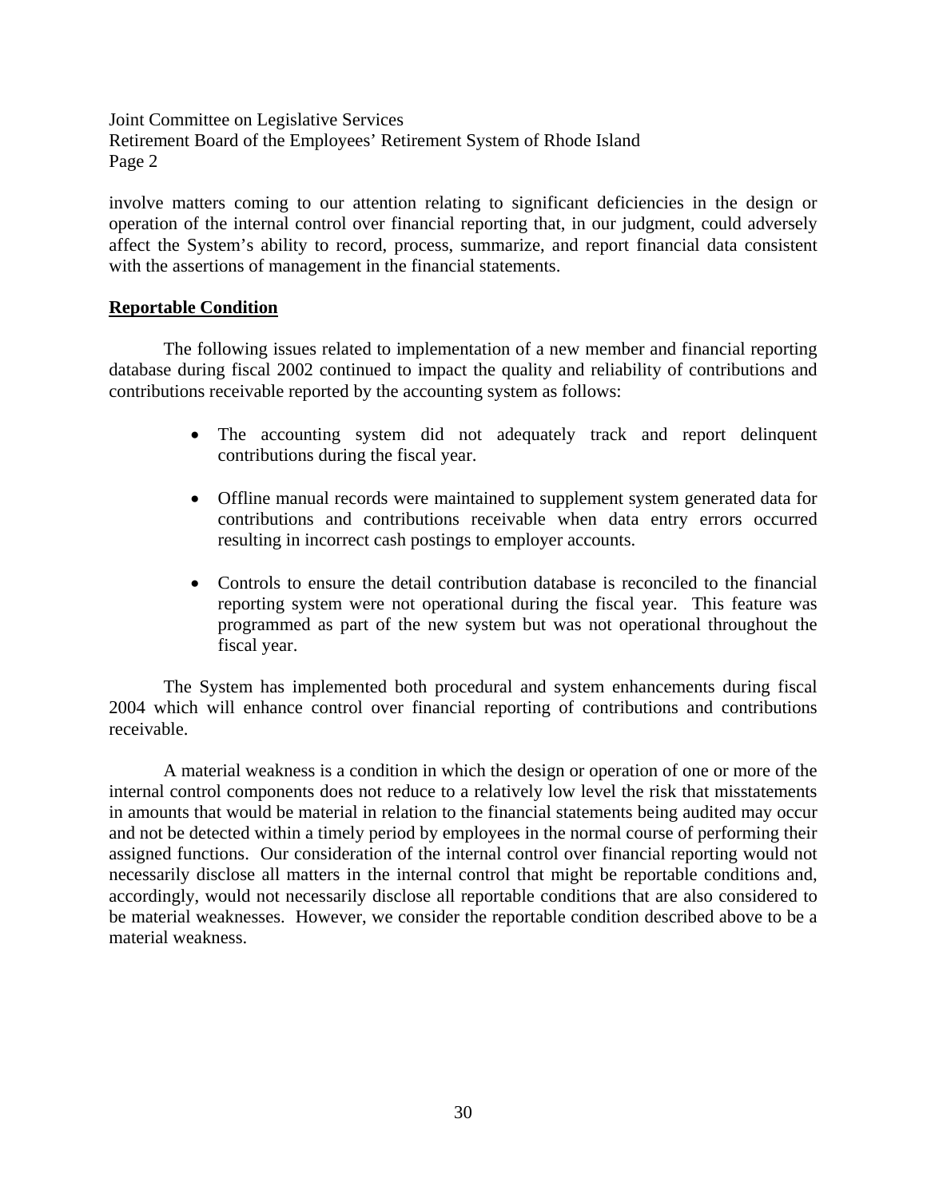involve matters coming to our attention relating to significant deficiencies in the design or operation of the internal control over financial reporting that, in our judgment, could adversely affect the System's ability to record, process, summarize, and report financial data consistent with the assertions of management in the financial statements.

**Reportable Condition**

The following issues related to implementation of a new member and financial reporting database during fiscal 2002 continued to impact the quality and reliability of contributions and contributions receivable reported by the accounting system as follows:

- The accounting system did not adequately track and report delinquent contributions during the fiscal year.
- Offline manual records were maintained to supplement system generated data for contributions and contributions receivable when data entry errors occurred resulting in incorrect cash postings to employer accounts.
- Controls to ensure the detail contribution database is reconciled to the financial reporting system were not operational during the fiscal year. This feature was programmed as part of the new system but was not operational throughout the fiscal year.

The System has implemented both procedural and system enhancements during fiscal 2004 which will enhance control over financial reporting of contributions and contributions receivable.

A material weakness is a condition in which the design or operation of one or more of the internal control components does not reduce to a relatively low level the risk that misstatements in amounts that would be material in relation to the financial statements being audited may occur and not be detected within a timely period by employees in the normal course of performing their assigned functions. Our consideration of the internal control over financial reporting would not necessarily disclose all matters in the internal control that might be reportable conditions and, accordingly, would not necessarily disclose all reportable conditions that are also considered to be material weaknesses. However, we consider the reportable condition described above to be a material weakness.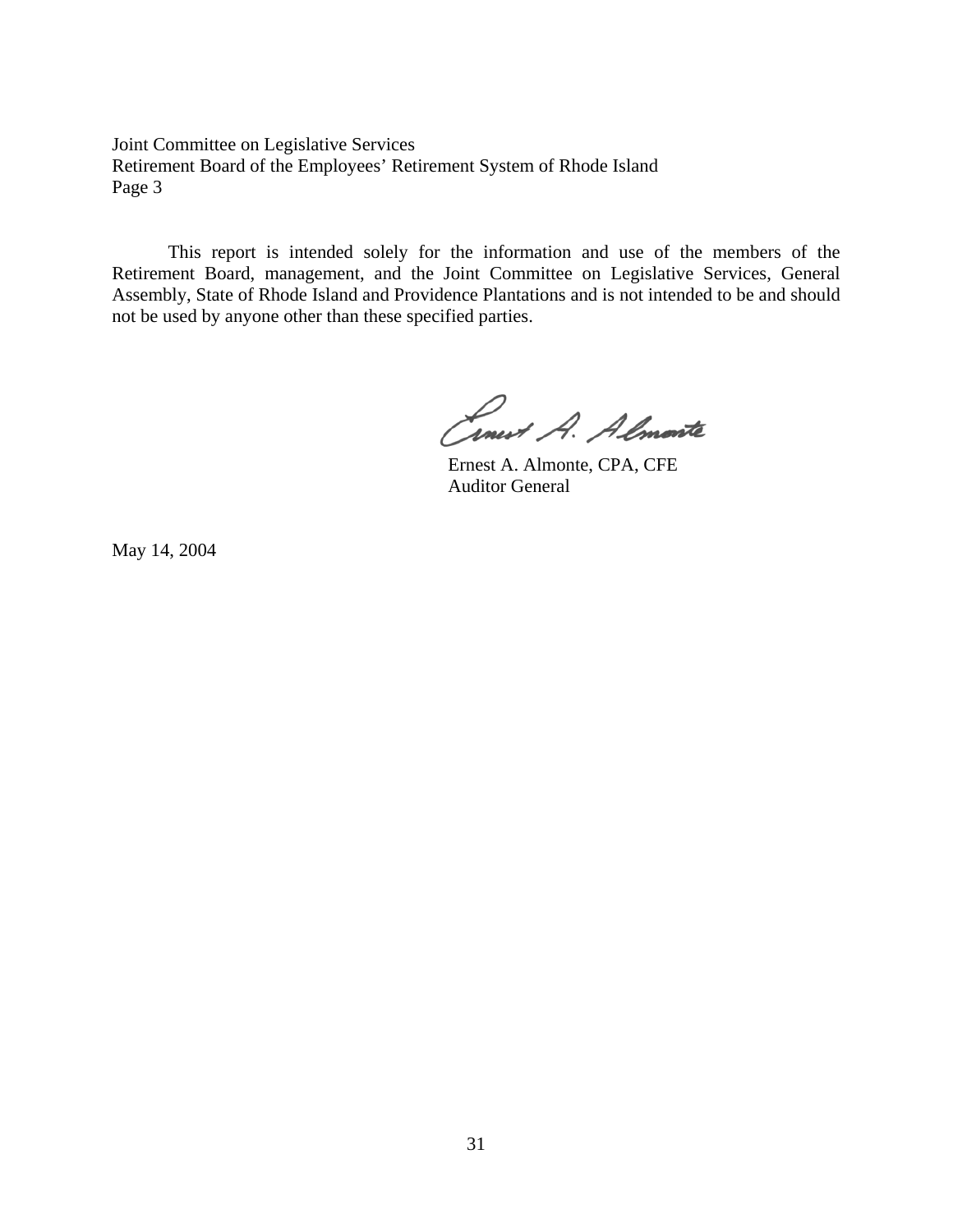Joint Committee on Legislative Services
Retirement Board of the Employees' Retirement System of Rhode Island
Page 3

This report is intended solely for the information and use of the members of the Retirement Board, management, and the Joint Committee on Legislative Services, General Assembly, State of Rhode Island and Providence Plantations and is not intended to be and should not be used by anyone other than these specified parties.

Ernest A. Almonte, CPA, CFE
Auditor General

May 14, 2004